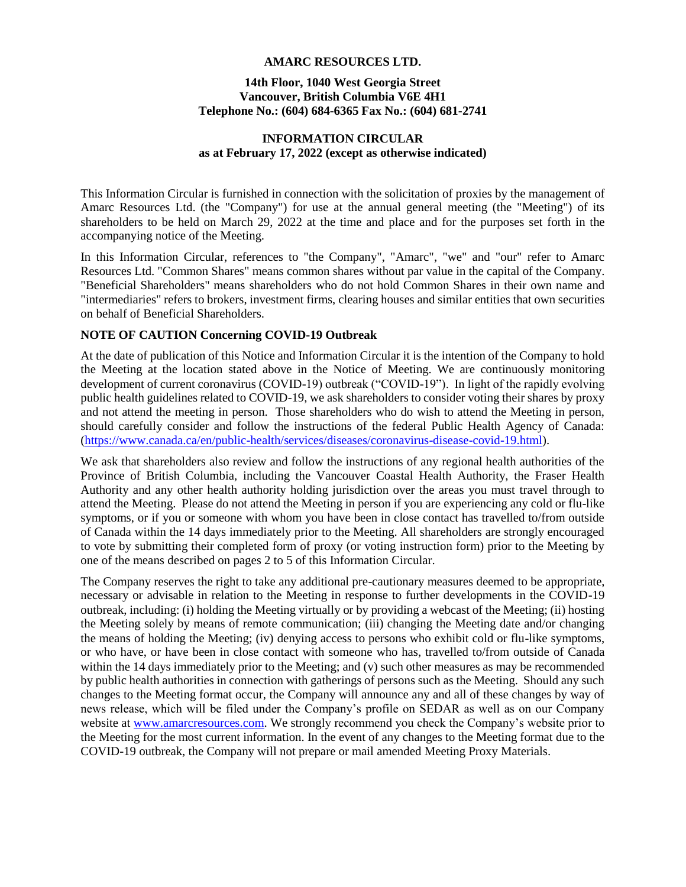**AMARC RESOURCES LTD.**

**14th Floor, 1040 West Georgia Street**
**Vancouver, British Columbia V6E 4H1**
**Telephone No.: (604) 684-6365 Fax No.: (604) 681-2741**

# INFORMATION CIRCULAR
**as at February 17, 2022 (except as otherwise indicated)**

This Information Circular is furnished in connection with the solicitation of proxies by the management of Amarc Resources Ltd. (the "Company") for use at the annual general meeting (the "Meeting") of its shareholders to be held on March 29, 2022 at the time and place and for the purposes set forth in the accompanying notice of the Meeting.

In this Information Circular, references to "the Company", "Amarc", "we" and "our" refer to Amarc Resources Ltd. "Common Shares" means common shares without par value in the capital of the Company. "Beneficial Shareholders" means shareholders who do not hold Common Shares in their own name and "intermediaries" refers to brokers, investment firms, clearing houses and similar entities that own securities on behalf of Beneficial Shareholders.

**NOTE OF CAUTION Concerning COVID-19 Outbreak**

At the date of publication of this Notice and Information Circular it is the intention of the Company to hold the Meeting at the location stated above in the Notice of Meeting. We are continuously monitoring development of current coronavirus (COVID-19) outbreak ("COVID-19"). In light of the rapidly evolving public health guidelines related to COVID-19, we ask shareholders to consider voting their shares by proxy and not attend the meeting in person. Those shareholders who do wish to attend the Meeting in person, should carefully consider and follow the instructions of the federal Public Health Agency of Canada: (https://www.canada.ca/en/public-health/services/diseases/coronavirus-disease-covid-19.html).

We ask that shareholders also review and follow the instructions of any regional health authorities of the Province of British Columbia, including the Vancouver Coastal Health Authority, the Fraser Health Authority and any other health authority holding jurisdiction over the areas you must travel through to attend the Meeting. Please do not attend the Meeting in person if you are experiencing any cold or flu-like symptoms, or if you or someone with whom you have been in close contact has travelled to/from outside of Canada within the 14 days immediately prior to the Meeting. All shareholders are strongly encouraged to vote by submitting their completed form of proxy (or voting instruction form) prior to the Meeting by one of the means described on pages 2 to 5 of this Information Circular.

The Company reserves the right to take any additional pre-cautionary measures deemed to be appropriate, necessary or advisable in relation to the Meeting in response to further developments in the COVID-19 outbreak, including: (i) holding the Meeting virtually or by providing a webcast of the Meeting; (ii) hosting the Meeting solely by means of remote communication; (iii) changing the Meeting date and/or changing the means of holding the Meeting; (iv) denying access to persons who exhibit cold or flu-like symptoms, or who have, or have been in close contact with someone who has, travelled to/from outside of Canada within the 14 days immediately prior to the Meeting; and (v) such other measures as may be recommended by public health authorities in connection with gatherings of persons such as the Meeting. Should any such changes to the Meeting format occur, the Company will announce any and all of these changes by way of news release, which will be filed under the Company's profile on SEDAR as well as on our Company website at www.amarcresources.com. We strongly recommend you check the Company's website prior to the Meeting for the most current information. In the event of any changes to the Meeting format due to the COVID-19 outbreak, the Company will not prepare or mail amended Meeting Proxy Materials.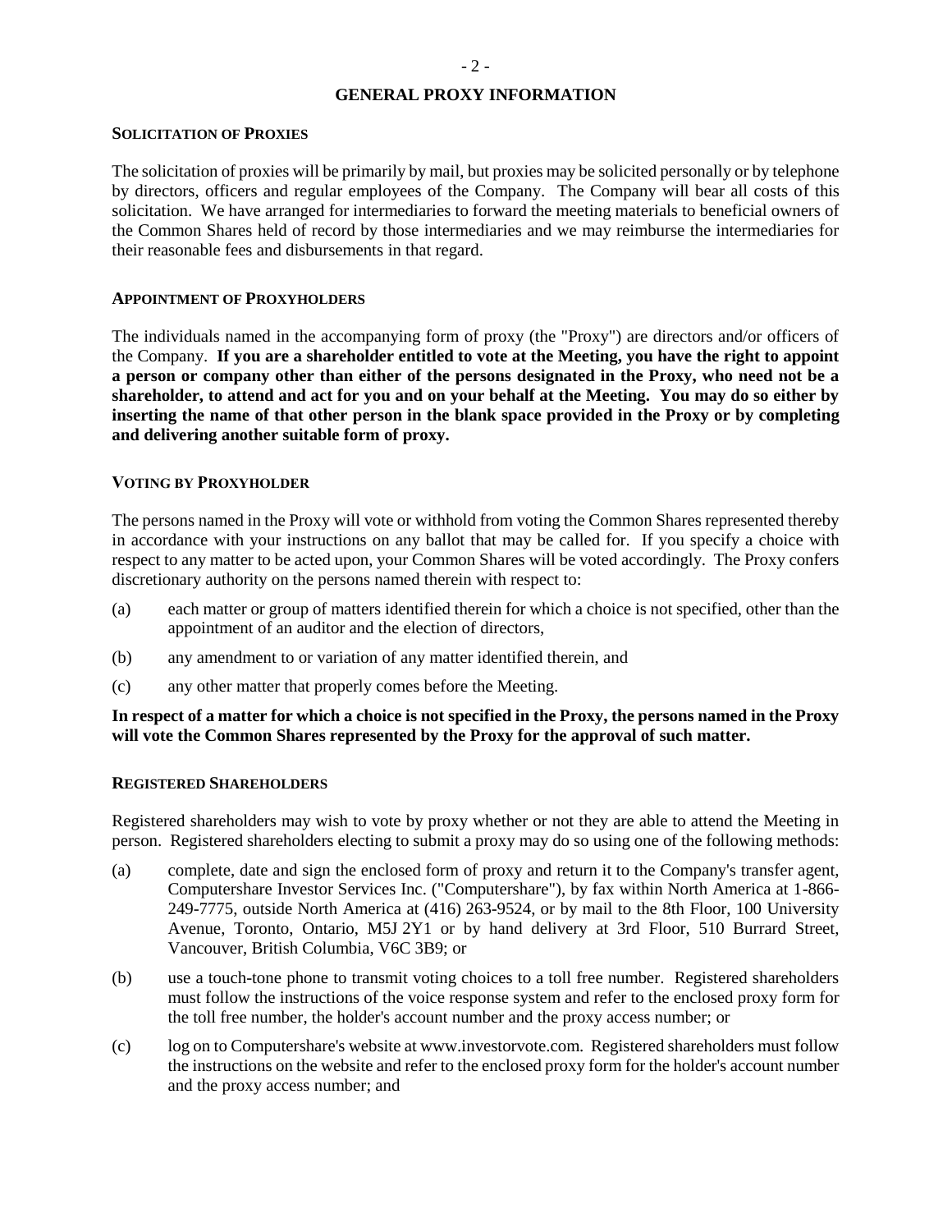# GENERAL PROXY INFORMATION

## SOLICITATION OF PROXIES

The solicitation of proxies will be primarily by mail, but proxies may be solicited personally or by telephone by directors, officers and regular employees of the Company. The Company will bear all costs of this solicitation. We have arranged for intermediaries to forward the meeting materials to beneficial owners of the Common Shares held of record by those intermediaries and we may reimburse the intermediaries for their reasonable fees and disbursements in that regard.

## APPOINTMENT OF PROXYHOLDERS

The individuals named in the accompanying form of proxy (the "Proxy") are directors and/or officers of the Company. **If you are a shareholder entitled to vote at the Meeting, you have the right to appoint a person or company other than either of the persons designated in the Proxy, who need not be a shareholder, to attend and act for you and on your behalf at the Meeting. You may do so either by inserting the name of that other person in the blank space provided in the Proxy or by completing and delivering another suitable form of proxy.**

## VOTING BY PROXYHOLDER

The persons named in the Proxy will vote or withhold from voting the Common Shares represented thereby in accordance with your instructions on any ballot that may be called for. If you specify a choice with respect to any matter to be acted upon, your Common Shares will be voted accordingly. The Proxy confers discretionary authority on the persons named therein with respect to:

(a) each matter or group of matters identified therein for which a choice is not specified, other than the appointment of an auditor and the election of directors,

(b) any amendment to or variation of any matter identified therein, and

(c) any other matter that properly comes before the Meeting.

**In respect of a matter for which a choice is not specified in the Proxy, the persons named in the Proxy will vote the Common Shares represented by the Proxy for the approval of such matter.**

## REGISTERED SHAREHOLDERS

Registered shareholders may wish to vote by proxy whether or not they are able to attend the Meeting in person. Registered shareholders electing to submit a proxy may do so using one of the following methods:

(a) complete, date and sign the enclosed form of proxy and return it to the Company's transfer agent, Computershare Investor Services Inc. ("Computershare"), by fax within North America at 1-866-249-7775, outside North America at (416) 263-9524, or by mail to the 8th Floor, 100 University Avenue, Toronto, Ontario, M5J 2Y1 or by hand delivery at 3rd Floor, 510 Burrard Street, Vancouver, British Columbia, V6C 3B9; or

(b) use a touch-tone phone to transmit voting choices to a toll free number. Registered shareholders must follow the instructions of the voice response system and refer to the enclosed proxy form for the toll free number, the holder's account number and the proxy access number; or

(c) log on to Computershare's website at www.investorvote.com. Registered shareholders must follow the instructions on the website and refer to the enclosed proxy form for the holder's account number and the proxy access number; and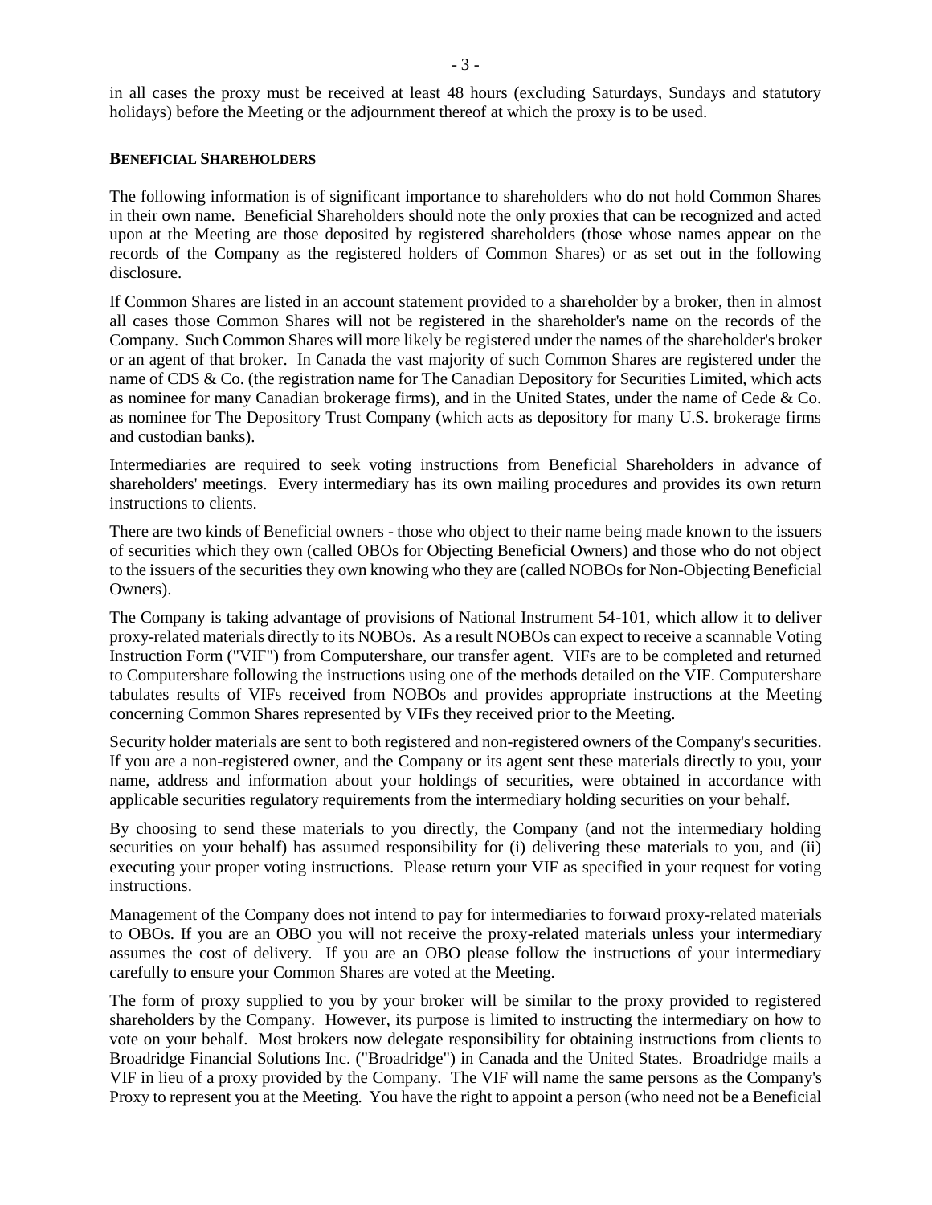in all cases the proxy must be received at least 48 hours (excluding Saturdays, Sundays and statutory holidays) before the Meeting or the adjournment thereof at which the proxy is to be used.

**BENEFICIAL SHAREHOLDERS**

The following information is of significant importance to shareholders who do not hold Common Shares in their own name. Beneficial Shareholders should note the only proxies that can be recognized and acted upon at the Meeting are those deposited by registered shareholders (those whose names appear on the records of the Company as the registered holders of Common Shares) or as set out in the following disclosure.

If Common Shares are listed in an account statement provided to a shareholder by a broker, then in almost all cases those Common Shares will not be registered in the shareholder's name on the records of the Company. Such Common Shares will more likely be registered under the names of the shareholder's broker or an agent of that broker. In Canada the vast majority of such Common Shares are registered under the name of CDS & Co. (the registration name for The Canadian Depository for Securities Limited, which acts as nominee for many Canadian brokerage firms), and in the United States, under the name of Cede & Co. as nominee for The Depository Trust Company (which acts as depository for many U.S. brokerage firms and custodian banks).

Intermediaries are required to seek voting instructions from Beneficial Shareholders in advance of shareholders' meetings. Every intermediary has its own mailing procedures and provides its own return instructions to clients.

There are two kinds of Beneficial owners - those who object to their name being made known to the issuers of securities which they own (called OBOs for Objecting Beneficial Owners) and those who do not object to the issuers of the securities they own knowing who they are (called NOBOs for Non-Objecting Beneficial Owners).

The Company is taking advantage of provisions of National Instrument 54-101, which allow it to deliver proxy-related materials directly to its NOBOs. As a result NOBOs can expect to receive a scannable Voting Instruction Form ("VIF") from Computershare, our transfer agent. VIFs are to be completed and returned to Computershare following the instructions using one of the methods detailed on the VIF. Computershare tabulates results of VIFs received from NOBOs and provides appropriate instructions at the Meeting concerning Common Shares represented by VIFs they received prior to the Meeting.

Security holder materials are sent to both registered and non-registered owners of the Company's securities. If you are a non-registered owner, and the Company or its agent sent these materials directly to you, your name, address and information about your holdings of securities, were obtained in accordance with applicable securities regulatory requirements from the intermediary holding securities on your behalf.

By choosing to send these materials to you directly, the Company (and not the intermediary holding securities on your behalf) has assumed responsibility for (i) delivering these materials to you, and (ii) executing your proper voting instructions. Please return your VIF as specified in your request for voting instructions.

Management of the Company does not intend to pay for intermediaries to forward proxy-related materials to OBOs. If you are an OBO you will not receive the proxy-related materials unless your intermediary assumes the cost of delivery. If you are an OBO please follow the instructions of your intermediary carefully to ensure your Common Shares are voted at the Meeting.

The form of proxy supplied to you by your broker will be similar to the proxy provided to registered shareholders by the Company. However, its purpose is limited to instructing the intermediary on how to vote on your behalf. Most brokers now delegate responsibility for obtaining instructions from clients to Broadridge Financial Solutions Inc. ("Broadridge") in Canada and the United States. Broadridge mails a VIF in lieu of a proxy provided by the Company. The VIF will name the same persons as the Company's Proxy to represent you at the Meeting. You have the right to appoint a person (who need not be a Beneficial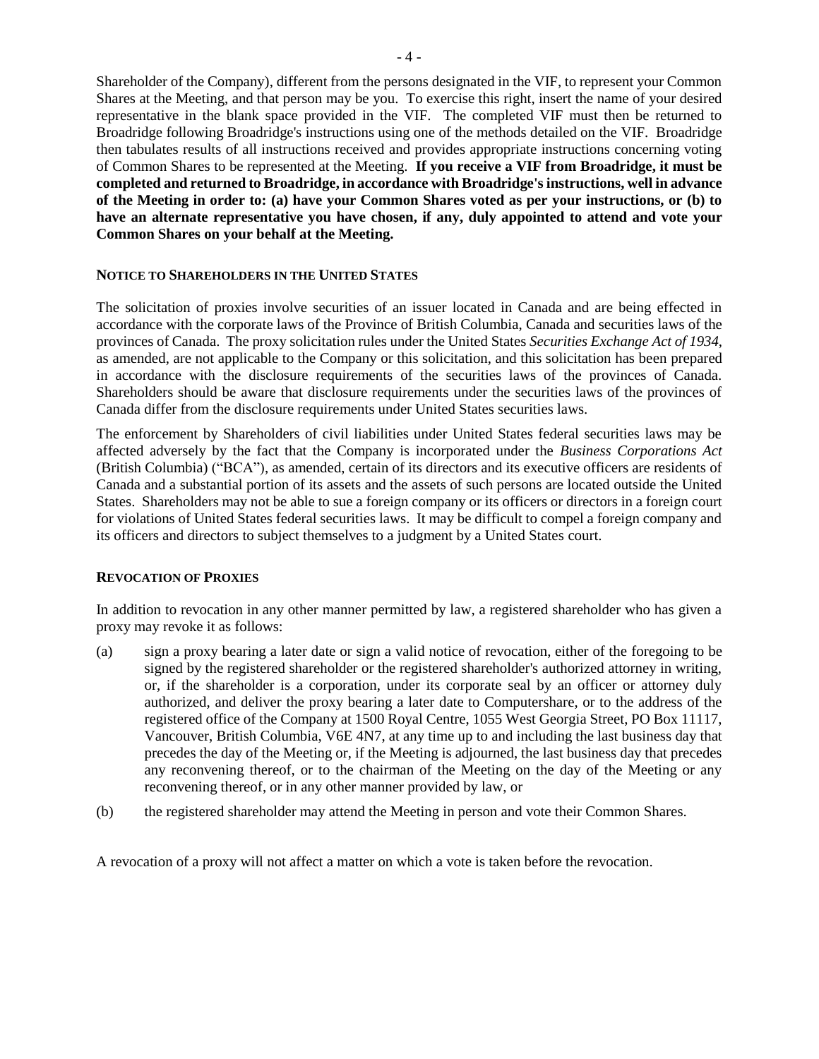Shareholder of the Company), different from the persons designated in the VIF, to represent your Common Shares at the Meeting, and that person may be you. To exercise this right, insert the name of your desired representative in the blank space provided in the VIF. The completed VIF must then be returned to Broadridge following Broadridge's instructions using one of the methods detailed on the VIF. Broadridge then tabulates results of all instructions received and provides appropriate instructions concerning voting of Common Shares to be represented at the Meeting. **If you receive a VIF from Broadridge, it must be completed and returned to Broadridge, in accordance with Broadridge's instructions, well in advance of the Meeting in order to: (a) have your Common Shares voted as per your instructions, or (b) to have an alternate representative you have chosen, if any, duly appointed to attend and vote your Common Shares on your behalf at the Meeting.**

### NOTICE TO SHAREHOLDERS IN THE UNITED STATES

The solicitation of proxies involve securities of an issuer located in Canada and are being effected in accordance with the corporate laws of the Province of British Columbia, Canada and securities laws of the provinces of Canada. The proxy solicitation rules under the United States *Securities Exchange Act of 1934*, as amended, are not applicable to the Company or this solicitation, and this solicitation has been prepared in accordance with the disclosure requirements of the securities laws of the provinces of Canada. Shareholders should be aware that disclosure requirements under the securities laws of the provinces of Canada differ from the disclosure requirements under United States securities laws.

The enforcement by Shareholders of civil liabilities under United States federal securities laws may be affected adversely by the fact that the Company is incorporated under the *Business Corporations Act* (British Columbia) ("BCA"), as amended, certain of its directors and its executive officers are residents of Canada and a substantial portion of its assets and the assets of such persons are located outside the United States. Shareholders may not be able to sue a foreign company or its officers or directors in a foreign court for violations of United States federal securities laws. It may be difficult to compel a foreign company and its officers and directors to subject themselves to a judgment by a United States court.

### REVOCATION OF PROXIES

In addition to revocation in any other manner permitted by law, a registered shareholder who has given a proxy may revoke it as follows:

(a) sign a proxy bearing a later date or sign a valid notice of revocation, either of the foregoing to be signed by the registered shareholder or the registered shareholder's authorized attorney in writing, or, if the shareholder is a corporation, under its corporate seal by an officer or attorney duly authorized, and deliver the proxy bearing a later date to Computershare, or to the address of the registered office of the Company at 1500 Royal Centre, 1055 West Georgia Street, PO Box 11117, Vancouver, British Columbia, V6E 4N7, at any time up to and including the last business day that precedes the day of the Meeting or, if the Meeting is adjourned, the last business day that precedes any reconvening thereof, or to the chairman of the Meeting on the day of the Meeting or any reconvening thereof, or in any other manner provided by law, or

(b) the registered shareholder may attend the Meeting in person and vote their Common Shares.

A revocation of a proxy will not affect a matter on which a vote is taken before the revocation.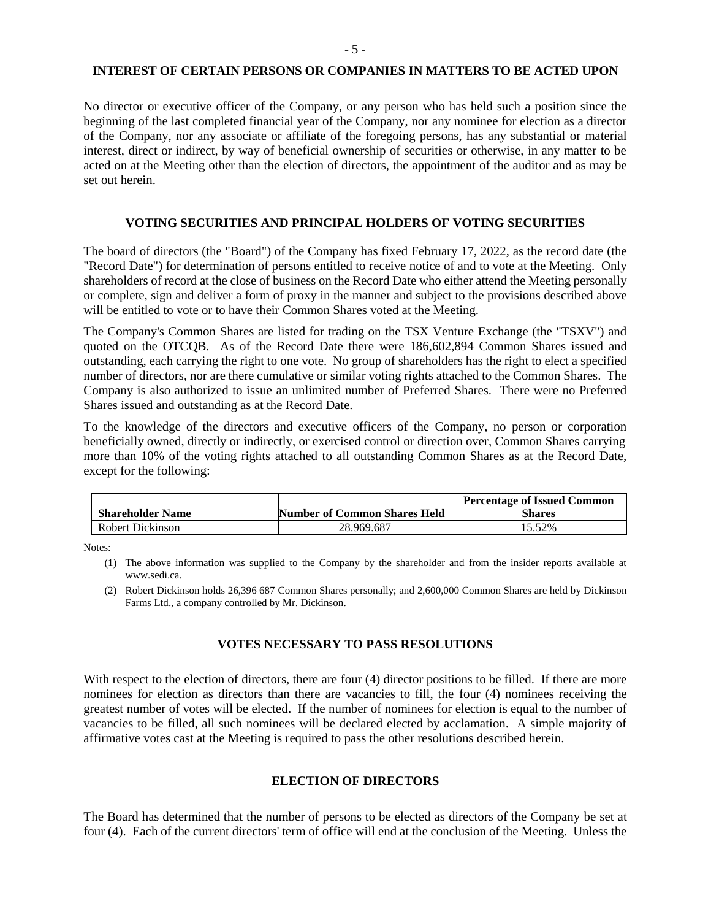## INTEREST OF CERTAIN PERSONS OR COMPANIES IN MATTERS TO BE ACTED UPON

No director or executive officer of the Company, or any person who has held such a position since the beginning of the last completed financial year of the Company, nor any nominee for election as a director of the Company, nor any associate or affiliate of the foregoing persons, has any substantial or material interest, direct or indirect, by way of beneficial ownership of securities or otherwise, in any matter to be acted on at the Meeting other than the election of directors, the appointment of the auditor and as may be set out herein.

## VOTING SECURITIES AND PRINCIPAL HOLDERS OF VOTING SECURITIES

The board of directors (the "Board") of the Company has fixed February 17, 2022, as the record date (the "Record Date") for determination of persons entitled to receive notice of and to vote at the Meeting. Only shareholders of record at the close of business on the Record Date who either attend the Meeting personally or complete, sign and deliver a form of proxy in the manner and subject to the provisions described above will be entitled to vote or to have their Common Shares voted at the Meeting.

The Company's Common Shares are listed for trading on the TSX Venture Exchange (the "TSXV") and quoted on the OTCQB. As of the Record Date there were 186,602,894 Common Shares issued and outstanding, each carrying the right to one vote. No group of shareholders has the right to elect a specified number of directors, nor are there cumulative or similar voting rights attached to the Common Shares. The Company is also authorized to issue an unlimited number of Preferred Shares. There were no Preferred Shares issued and outstanding as at the Record Date.

To the knowledge of the directors and executive officers of the Company, no person or corporation beneficially owned, directly or indirectly, or exercised control or direction over, Common Shares carrying more than 10% of the voting rights attached to all outstanding Common Shares as at the Record Date, except for the following:

| Shareholder Name | Number of Common Shares Held | Percentage of Issued Common Shares |
|---|---|---|
| Robert Dickinson | 28.969.687 | 15.52% |

Notes:

(1) The above information was supplied to the Company by the shareholder and from the insider reports available at www.sedi.ca.

(2) Robert Dickinson holds 26,396 687 Common Shares personally; and 2,600,000 Common Shares are held by Dickinson Farms Ltd., a company controlled by Mr. Dickinson.

## VOTES NECESSARY TO PASS RESOLUTIONS

With respect to the election of directors, there are four (4) director positions to be filled. If there are more nominees for election as directors than there are vacancies to fill, the four (4) nominees receiving the greatest number of votes will be elected. If the number of nominees for election is equal to the number of vacancies to be filled, all such nominees will be declared elected by acclamation. A simple majority of affirmative votes cast at the Meeting is required to pass the other resolutions described herein.

## ELECTION OF DIRECTORS

The Board has determined that the number of persons to be elected as directors of the Company be set at four (4). Each of the current directors' term of office will end at the conclusion of the Meeting. Unless the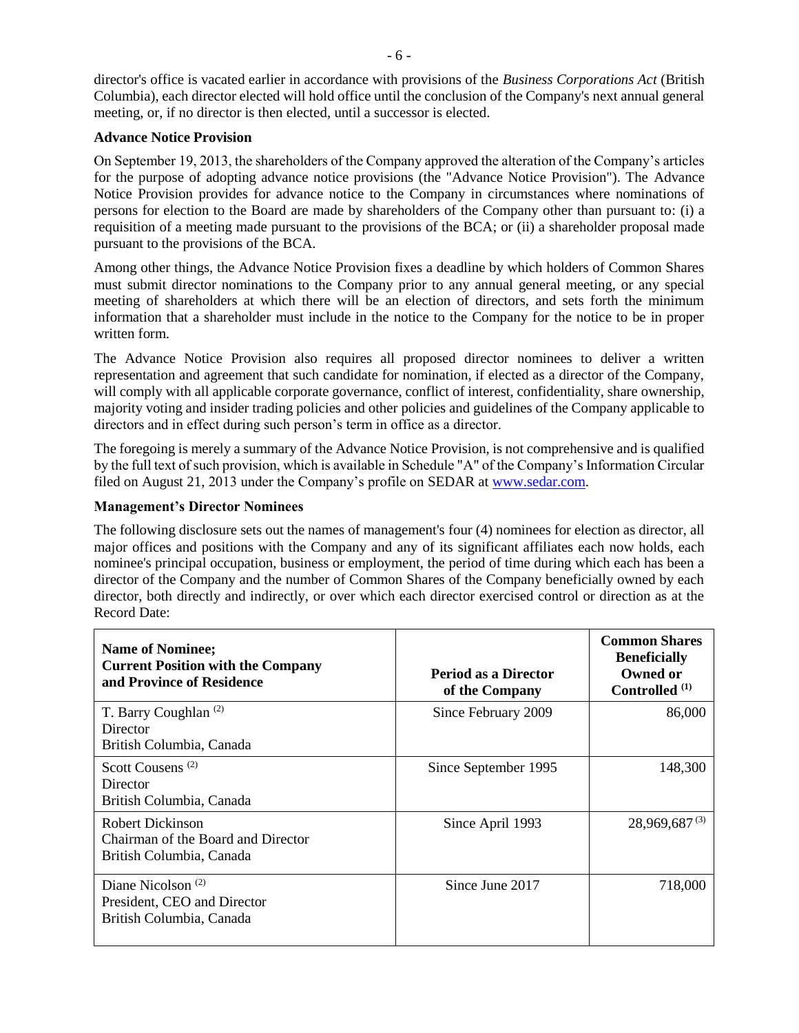director's office is vacated earlier in accordance with provisions of the *Business Corporations Act* (British Columbia), each director elected will hold office until the conclusion of the Company's next annual general meeting, or, if no director is then elected, until a successor is elected.

**Advance Notice Provision**

On September 19, 2013, the shareholders of the Company approved the alteration of the Company's articles for the purpose of adopting advance notice provisions (the "Advance Notice Provision"). The Advance Notice Provision provides for advance notice to the Company in circumstances where nominations of persons for election to the Board are made by shareholders of the Company other than pursuant to: (i) a requisition of a meeting made pursuant to the provisions of the BCA; or (ii) a shareholder proposal made pursuant to the provisions of the BCA.

Among other things, the Advance Notice Provision fixes a deadline by which holders of Common Shares must submit director nominations to the Company prior to any annual general meeting, or any special meeting of shareholders at which there will be an election of directors, and sets forth the minimum information that a shareholder must include in the notice to the Company for the notice to be in proper written form.

The Advance Notice Provision also requires all proposed director nominees to deliver a written representation and agreement that such candidate for nomination, if elected as a director of the Company, will comply with all applicable corporate governance, conflict of interest, confidentiality, share ownership, majority voting and insider trading policies and other policies and guidelines of the Company applicable to directors and in effect during such person's term in office as a director.

The foregoing is merely a summary of the Advance Notice Provision, is not comprehensive and is qualified by the full text of such provision, which is available in Schedule "A" of the Company's Information Circular filed on August 21, 2013 under the Company's profile on SEDAR at www.sedar.com.

**Management's Director Nominees**

The following disclosure sets out the names of management's four (4) nominees for election as director, all major offices and positions with the Company and any of its significant affiliates each now holds, each nominee's principal occupation, business or employment, the period of time during which each has been a director of the Company and the number of Common Shares of the Company beneficially owned by each director, both directly and indirectly, or over which each director exercised control or direction as at the Record Date:

| Name of Nominee; Current Position with the Company and Province of Residence | Period as a Director of the Company | Common Shares Beneficially Owned or Controlled (1) |
|---|---|---|
| T. Barry Coughlan (2)<br>Director<br>British Columbia, Canada | Since February 2009 | 86,000 |
| Scott Cousens (2)<br>Director<br>British Columbia, Canada | Since September 1995 | 148,300 |
| Robert Dickinson<br>Chairman of the Board and Director<br>British Columbia, Canada | Since April 1993 | 28,969,687 (3) |
| Diane Nicolson (2)<br>President, CEO and Director<br>British Columbia, Canada | Since June 2017 | 718,000 |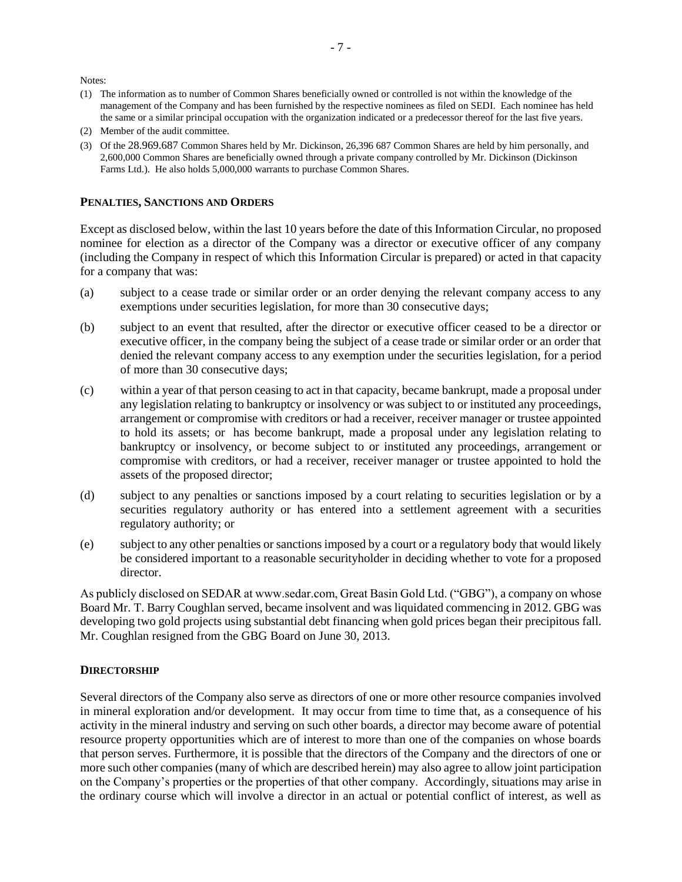Notes:

(1) The information as to number of Common Shares beneficially owned or controlled is not within the knowledge of the management of the Company and has been furnished by the respective nominees as filed on SEDI. Each nominee has held the same or a similar principal occupation with the organization indicated or a predecessor thereof for the last five years.

(2) Member of the audit committee.

(3) Of the 28.969.687 Common Shares held by Mr. Dickinson, 26,396 687 Common Shares are held by him personally, and 2,600,000 Common Shares are beneficially owned through a private company controlled by Mr. Dickinson (Dickinson Farms Ltd.). He also holds 5,000,000 warrants to purchase Common Shares.

## PENALTIES, SANCTIONS AND ORDERS

Except as disclosed below, within the last 10 years before the date of this Information Circular, no proposed nominee for election as a director of the Company was a director or executive officer of any company (including the Company in respect of which this Information Circular is prepared) or acted in that capacity for a company that was:

(a) subject to a cease trade or similar order or an order denying the relevant company access to any exemptions under securities legislation, for more than 30 consecutive days;

(b) subject to an event that resulted, after the director or executive officer ceased to be a director or executive officer, in the company being the subject of a cease trade or similar order or an order that denied the relevant company access to any exemption under the securities legislation, for a period of more than 30 consecutive days;

(c) within a year of that person ceasing to act in that capacity, became bankrupt, made a proposal under any legislation relating to bankruptcy or insolvency or was subject to or instituted any proceedings, arrangement or compromise with creditors or had a receiver, receiver manager or trustee appointed to hold its assets; or has become bankrupt, made a proposal under any legislation relating to bankruptcy or insolvency, or become subject to or instituted any proceedings, arrangement or compromise with creditors, or had a receiver, receiver manager or trustee appointed to hold the assets of the proposed director;

(d) subject to any penalties or sanctions imposed by a court relating to securities legislation or by a securities regulatory authority or has entered into a settlement agreement with a securities regulatory authority; or

(e) subject to any other penalties or sanctions imposed by a court or a regulatory body that would likely be considered important to a reasonable securityholder in deciding whether to vote for a proposed director.

As publicly disclosed on SEDAR at www.sedar.com, Great Basin Gold Ltd. ("GBG"), a company on whose Board Mr. T. Barry Coughlan served, became insolvent and was liquidated commencing in 2012. GBG was developing two gold projects using substantial debt financing when gold prices began their precipitous fall. Mr. Coughlan resigned from the GBG Board on June 30, 2013.

## DIRECTORSHIP

Several directors of the Company also serve as directors of one or more other resource companies involved in mineral exploration and/or development. It may occur from time to time that, as a consequence of his activity in the mineral industry and serving on such other boards, a director may become aware of potential resource property opportunities which are of interest to more than one of the companies on whose boards that person serves. Furthermore, it is possible that the directors of the Company and the directors of one or more such other companies (many of which are described herein) may also agree to allow joint participation on the Company's properties or the properties of that other company. Accordingly, situations may arise in the ordinary course which will involve a director in an actual or potential conflict of interest, as well as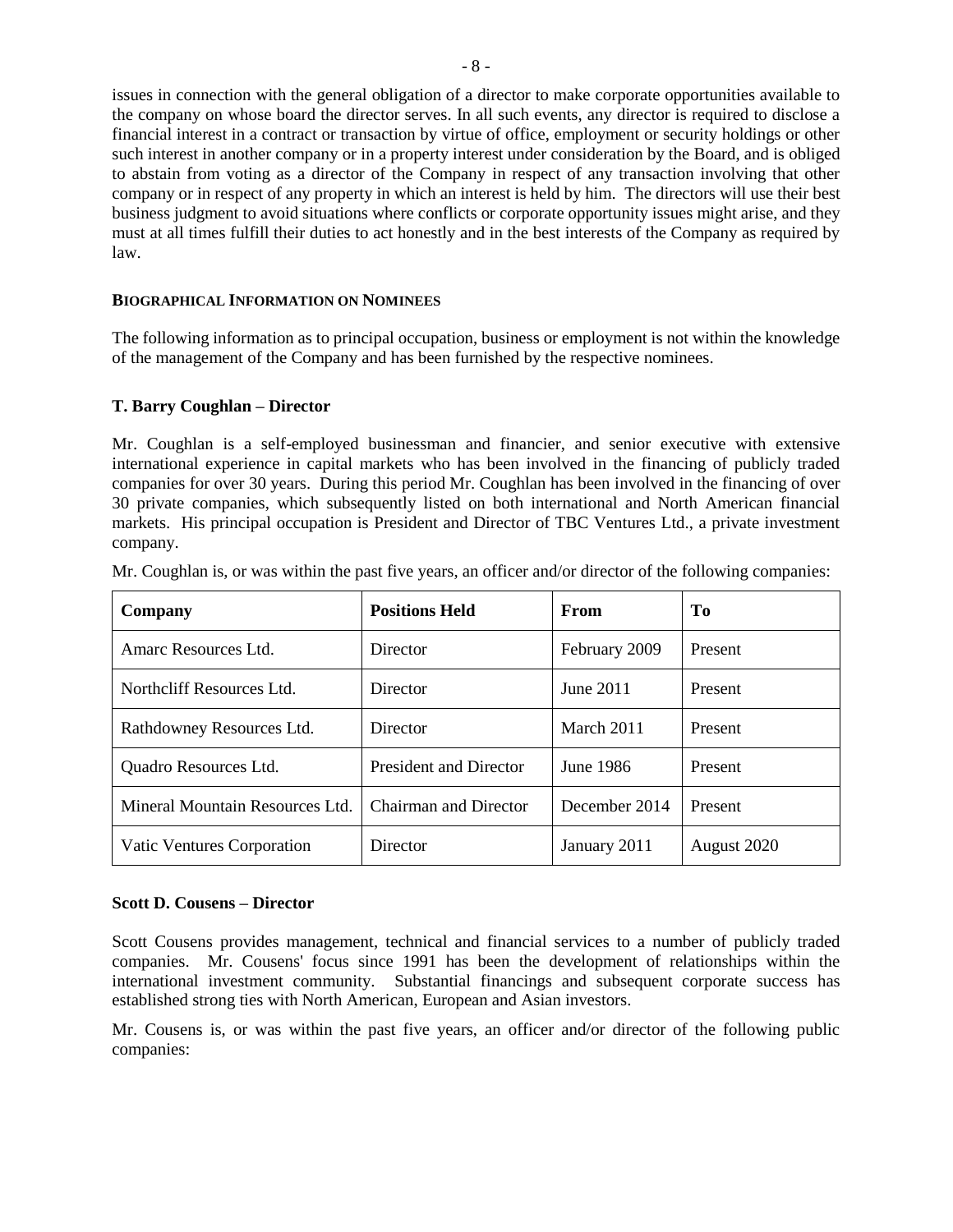issues in connection with the general obligation of a director to make corporate opportunities available to the company on whose board the director serves. In all such events, any director is required to disclose a financial interest in a contract or transaction by virtue of office, employment or security holdings or other such interest in another company or in a property interest under consideration by the Board, and is obliged to abstain from voting as a director of the Company in respect of any transaction involving that other company or in respect of any property in which an interest is held by him. The directors will use their best business judgment to avoid situations where conflicts or corporate opportunity issues might arise, and they must at all times fulfill their duties to act honestly and in the best interests of the Company as required by law.

## BIOGRAPHICAL INFORMATION ON NOMINEES

The following information as to principal occupation, business or employment is not within the knowledge of the management of the Company and has been furnished by the respective nominees.

### T. Barry Coughlan – Director

Mr. Coughlan is a self-employed businessman and financier, and senior executive with extensive international experience in capital markets who has been involved in the financing of publicly traded companies for over 30 years. During this period Mr. Coughlan has been involved in the financing of over 30 private companies, which subsequently listed on both international and North American financial markets. His principal occupation is President and Director of TBC Ventures Ltd., a private investment company.

Mr. Coughlan is, or was within the past five years, an officer and/or director of the following companies:

| Company | Positions Held | From | To |
|---|---|---|---|
| Amarc Resources Ltd. | Director | February 2009 | Present |
| Northcliff Resources Ltd. | Director | June 2011 | Present |
| Rathdowney Resources Ltd. | Director | March 2011 | Present |
| Quadro Resources Ltd. | President and Director | June 1986 | Present |
| Mineral Mountain Resources Ltd. | Chairman and Director | December 2014 | Present |
| Vatic Ventures Corporation | Director | January 2011 | August 2020 |

### Scott D. Cousens – Director

Scott Cousens provides management, technical and financial services to a number of publicly traded companies. Mr. Cousens' focus since 1991 has been the development of relationships within the international investment community. Substantial financings and subsequent corporate success has established strong ties with North American, European and Asian investors.

Mr. Cousens is, or was within the past five years, an officer and/or director of the following public companies: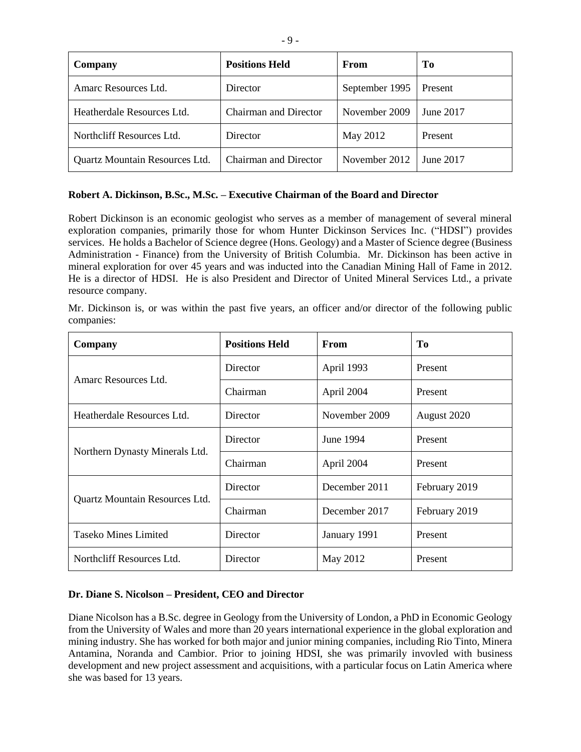| Company | Positions Held | From | To |
| --- | --- | --- | --- |
| Amarc Resources Ltd. | Director | September 1995 | Present |
| Heatherdale Resources Ltd. | Chairman and Director | November 2009 | June 2017 |
| Northcliff Resources Ltd. | Director | May 2012 | Present |
| Quartz Mountain Resources Ltd. | Chairman and Director | November 2012 | June 2017 |

**Robert A. Dickinson, B.Sc., M.Sc. – Executive Chairman of the Board and Director**

Robert Dickinson is an economic geologist who serves as a member of management of several mineral exploration companies, primarily those for whom Hunter Dickinson Services Inc. ("HDSI") provides services. He holds a Bachelor of Science degree (Hons. Geology) and a Master of Science degree (Business Administration - Finance) from the University of British Columbia. Mr. Dickinson has been active in mineral exploration for over 45 years and was inducted into the Canadian Mining Hall of Fame in 2012. He is a director of HDSI. He is also President and Director of United Mineral Services Ltd., a private resource company.

Mr. Dickinson is, or was within the past five years, an officer and/or director of the following public companies:

| Company | Positions Held | From | To |
| --- | --- | --- | --- |
| Amarc Resources Ltd. | Director | April 1993 | Present |
| | Chairman | April 2004 | Present |
| Heatherdale Resources Ltd. | Director | November 2009 | August 2020 |
| Northern Dynasty Minerals Ltd. | Director | June 1994 | Present |
| | Chairman | April 2004 | Present |
| Quartz Mountain Resources Ltd. | Director | December 2011 | February 2019 |
| | Chairman | December 2017 | February 2019 |
| Taseko Mines Limited | Director | January 1991 | Present |
| Northcliff Resources Ltd. | Director | May 2012 | Present |

**Dr. Diane S. Nicolson – President, CEO and Director**

Diane Nicolson has a B.Sc. degree in Geology from the University of London, a PhD in Economic Geology from the University of Wales and more than 20 years international experience in the global exploration and mining industry. She has worked for both major and junior mining companies, including Rio Tinto, Minera Antamina, Noranda and Cambior. Prior to joining HDSI, she was primarily invovled with business development and new project assessment and acquisitions, with a particular focus on Latin America where she was based for 13 years.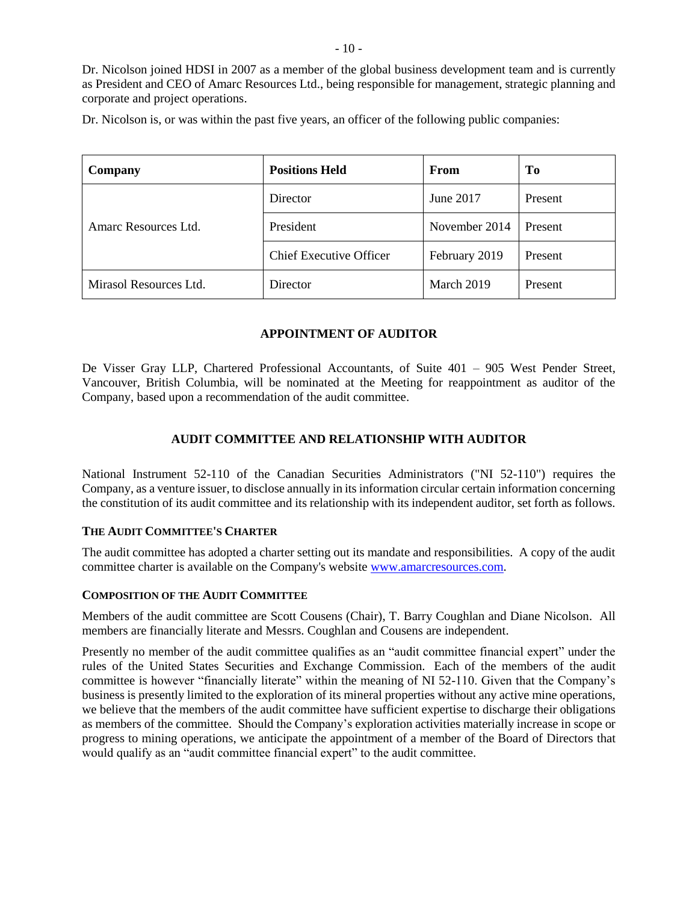Dr. Nicolson joined HDSI in 2007 as a member of the global business development team and is currently as President and CEO of Amarc Resources Ltd., being responsible for management, strategic planning and corporate and project operations.

Dr. Nicolson is, or was within the past five years, an officer of the following public companies:

| Company | Positions Held | From | To |
|---|---|---|---|
| Amarc Resources Ltd. | Director | June 2017 | Present |
| | President | November 2014 | Present |
| | Chief Executive Officer | February 2019 | Present |
| Mirasol Resources Ltd. | Director | March 2019 | Present |

## APPOINTMENT OF AUDITOR

De Visser Gray LLP, Chartered Professional Accountants, of Suite 401 – 905 West Pender Street, Vancouver, British Columbia, will be nominated at the Meeting for reappointment as auditor of the Company, based upon a recommendation of the audit committee.

## AUDIT COMMITTEE AND RELATIONSHIP WITH AUDITOR

National Instrument 52-110 of the Canadian Securities Administrators ("NI 52-110") requires the Company, as a venture issuer, to disclose annually in its information circular certain information concerning the constitution of its audit committee and its relationship with its independent auditor, set forth as follows.

### THE AUDIT COMMITTEE'S CHARTER

The audit committee has adopted a charter setting out its mandate and responsibilities. A copy of the audit committee charter is available on the Company's website www.amarcresources.com.

### COMPOSITION OF THE AUDIT COMMITTEE

Members of the audit committee are Scott Cousens (Chair), T. Barry Coughlan and Diane Nicolson. All members are financially literate and Messrs. Coughlan and Cousens are independent.

Presently no member of the audit committee qualifies as an "audit committee financial expert" under the rules of the United States Securities and Exchange Commission. Each of the members of the audit committee is however "financially literate" within the meaning of NI 52-110. Given that the Company's business is presently limited to the exploration of its mineral properties without any active mine operations, we believe that the members of the audit committee have sufficient expertise to discharge their obligations as members of the committee. Should the Company's exploration activities materially increase in scope or progress to mining operations, we anticipate the appointment of a member of the Board of Directors that would qualify as an "audit committee financial expert" to the audit committee.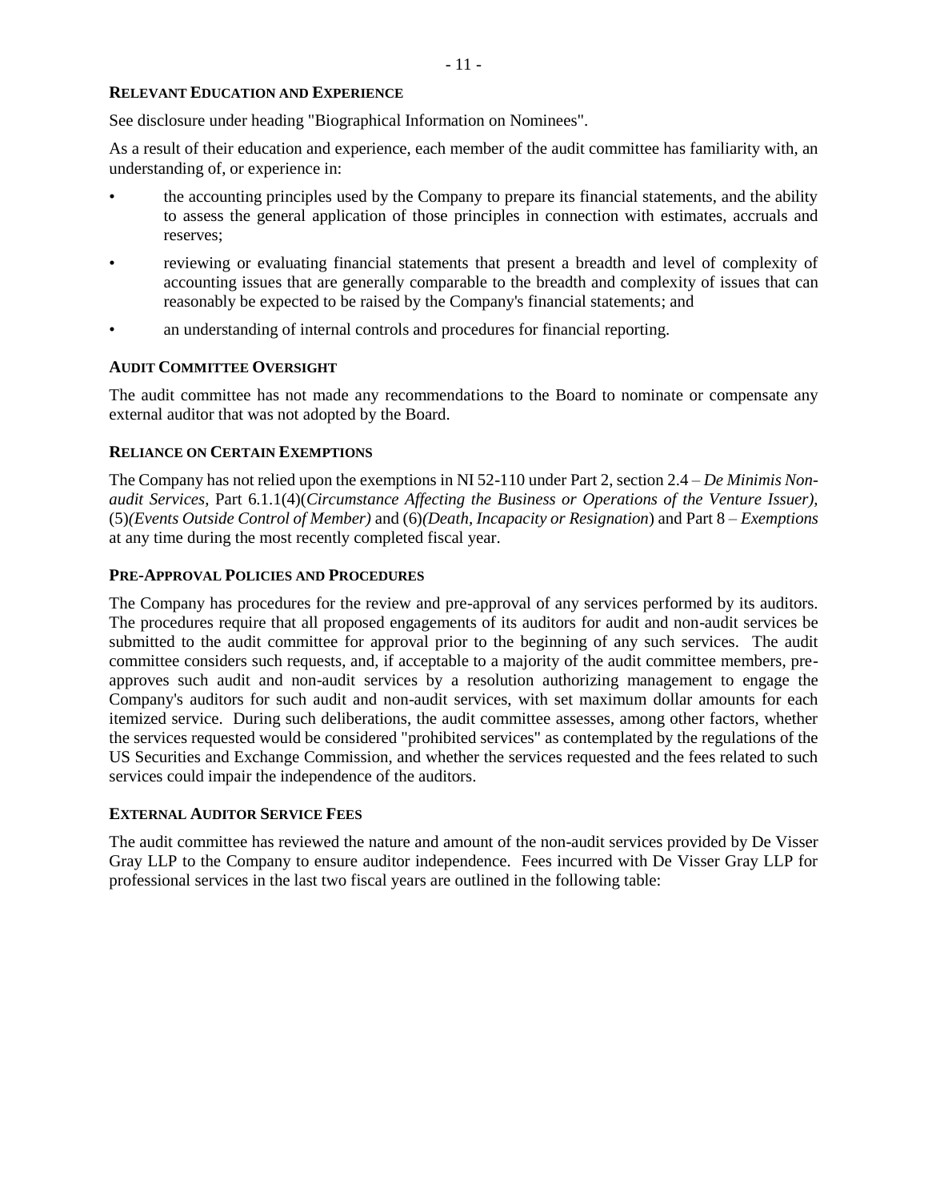### RELEVANT EDUCATION AND EXPERIENCE

See disclosure under heading "Biographical Information on Nominees".

As a result of their education and experience, each member of the audit committee has familiarity with, an understanding of, or experience in:

- the accounting principles used by the Company to prepare its financial statements, and the ability to assess the general application of those principles in connection with estimates, accruals and reserves;
- reviewing or evaluating financial statements that present a breadth and level of complexity of accounting issues that are generally comparable to the breadth and complexity of issues that can reasonably be expected to be raised by the Company's financial statements; and
- an understanding of internal controls and procedures for financial reporting.

### AUDIT COMMITTEE OVERSIGHT

The audit committee has not made any recommendations to the Board to nominate or compensate any external auditor that was not adopted by the Board.

### RELIANCE ON CERTAIN EXEMPTIONS

The Company has not relied upon the exemptions in NI 52-110 under Part 2, section 2.4 – *De Minimis Non-audit Services*, Part 6.1.1(4)(*Circumstance Affecting the Business or Operations of the Venture Issuer),* (5)*(Events Outside Control of Member)* and (6)*(Death, Incapacity or Resignation*) and Part 8 – *Exemptions* at any time during the most recently completed fiscal year.

### PRE-APPROVAL POLICIES AND PROCEDURES

The Company has procedures for the review and pre-approval of any services performed by its auditors. The procedures require that all proposed engagements of its auditors for audit and non-audit services be submitted to the audit committee for approval prior to the beginning of any such services. The audit committee considers such requests, and, if acceptable to a majority of the audit committee members, pre-approves such audit and non-audit services by a resolution authorizing management to engage the Company's auditors for such audit and non-audit services, with set maximum dollar amounts for each itemized service. During such deliberations, the audit committee assesses, among other factors, whether the services requested would be considered "prohibited services" as contemplated by the regulations of the US Securities and Exchange Commission, and whether the services requested and the fees related to such services could impair the independence of the auditors.

### EXTERNAL AUDITOR SERVICE FEES

The audit committee has reviewed the nature and amount of the non-audit services provided by De Visser Gray LLP to the Company to ensure auditor independence. Fees incurred with De Visser Gray LLP for professional services in the last two fiscal years are outlined in the following table: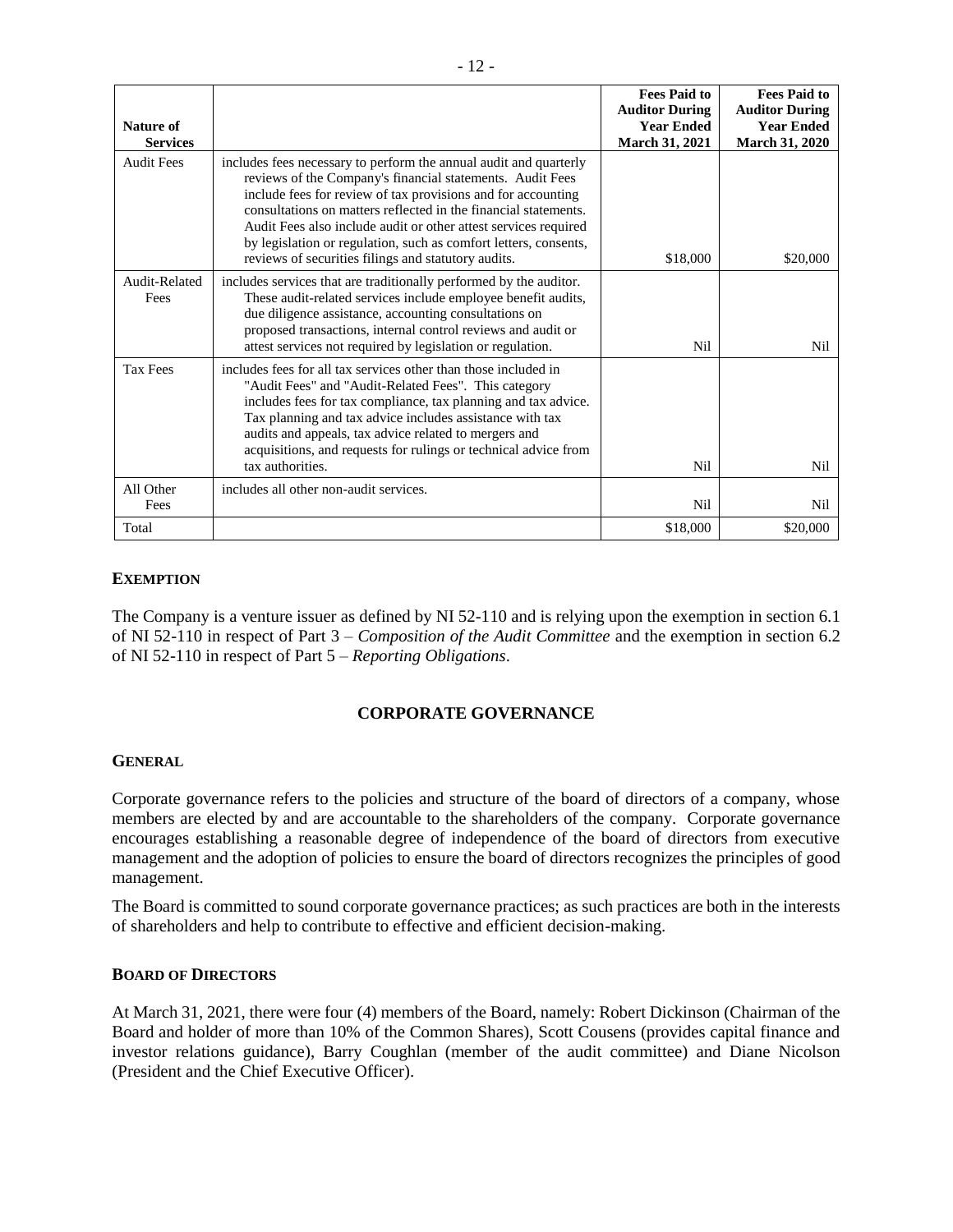| Nature of Services | | Fees Paid to Auditor During Year Ended March 31, 2021 | Fees Paid to Auditor During Year Ended March 31, 2020 |
|---|---|---|---|
| Audit Fees | includes fees necessary to perform the annual audit and quarterly reviews of the Company's financial statements. Audit Fees include fees for review of tax provisions and for accounting consultations on matters reflected in the financial statements. Audit Fees also include audit or other attest services required by legislation or regulation, such as comfort letters, consents, reviews of securities filings and statutory audits. | $18,000 | $20,000 |
| Audit-Related Fees | includes services that are traditionally performed by the auditor. These audit-related services include employee benefit audits, due diligence assistance, accounting consultations on proposed transactions, internal control reviews and audit or attest services not required by legislation or regulation. | Nil | Nil |
| Tax Fees | includes fees for all tax services other than those included in "Audit Fees" and "Audit-Related Fees". This category includes fees for tax compliance, tax planning and tax advice. Tax planning and tax advice includes assistance with tax audits and appeals, tax advice related to mergers and acquisitions, and requests for rulings or technical advice from tax authorities. | Nil | Nil |
| All Other Fees | includes all other non-audit services. | Nil | Nil |
| Total | | $18,000 | $20,000 |

### EXEMPTION

The Company is a venture issuer as defined by NI 52-110 and is relying upon the exemption in section 6.1 of NI 52-110 in respect of Part 3 – *Composition of the Audit Committee* and the exemption in section 6.2 of NI 52-110 in respect of Part 5 – *Reporting Obligations*.

## CORPORATE GOVERNANCE

### GENERAL

Corporate governance refers to the policies and structure of the board of directors of a company, whose members are elected by and are accountable to the shareholders of the company. Corporate governance encourages establishing a reasonable degree of independence of the board of directors from executive management and the adoption of policies to ensure the board of directors recognizes the principles of good management.

The Board is committed to sound corporate governance practices; as such practices are both in the interests of shareholders and help to contribute to effective and efficient decision-making.

### BOARD OF DIRECTORS

At March 31, 2021, there were four (4) members of the Board, namely: Robert Dickinson (Chairman of the Board and holder of more than 10% of the Common Shares), Scott Cousens (provides capital finance and investor relations guidance), Barry Coughlan (member of the audit committee) and Diane Nicolson (President and the Chief Executive Officer).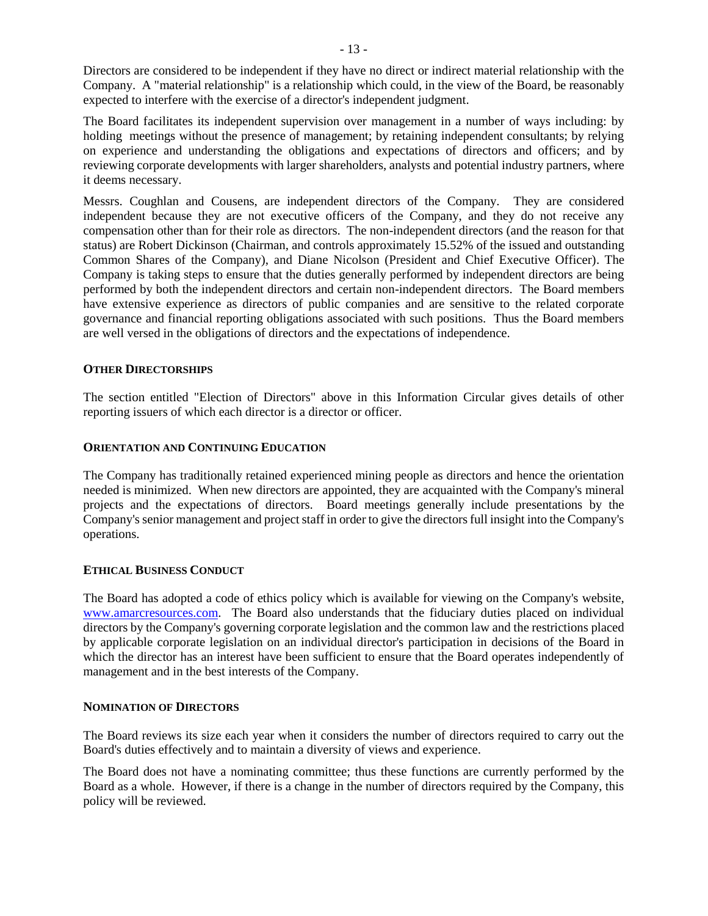Directors are considered to be independent if they have no direct or indirect material relationship with the Company. A "material relationship" is a relationship which could, in the view of the Board, be reasonably expected to interfere with the exercise of a director's independent judgment.

The Board facilitates its independent supervision over management in a number of ways including: by holding meetings without the presence of management; by retaining independent consultants; by relying on experience and understanding the obligations and expectations of directors and officers; and by reviewing corporate developments with larger shareholders, analysts and potential industry partners, where it deems necessary.

Messrs. Coughlan and Cousens, are independent directors of the Company. They are considered independent because they are not executive officers of the Company, and they do not receive any compensation other than for their role as directors. The non-independent directors (and the reason for that status) are Robert Dickinson (Chairman, and controls approximately 15.52% of the issued and outstanding Common Shares of the Company), and Diane Nicolson (President and Chief Executive Officer). The Company is taking steps to ensure that the duties generally performed by independent directors are being performed by both the independent directors and certain non-independent directors. The Board members have extensive experience as directors of public companies and are sensitive to the related corporate governance and financial reporting obligations associated with such positions. Thus the Board members are well versed in the obligations of directors and the expectations of independence.

### OTHER DIRECTORSHIPS

The section entitled "Election of Directors" above in this Information Circular gives details of other reporting issuers of which each director is a director or officer.

### ORIENTATION AND CONTINUING EDUCATION

The Company has traditionally retained experienced mining people as directors and hence the orientation needed is minimized. When new directors are appointed, they are acquainted with the Company's mineral projects and the expectations of directors. Board meetings generally include presentations by the Company's senior management and project staff in order to give the directors full insight into the Company's operations.

### ETHICAL BUSINESS CONDUCT

The Board has adopted a code of ethics policy which is available for viewing on the Company's website, www.amarcresources.com. The Board also understands that the fiduciary duties placed on individual directors by the Company's governing corporate legislation and the common law and the restrictions placed by applicable corporate legislation on an individual director's participation in decisions of the Board in which the director has an interest have been sufficient to ensure that the Board operates independently of management and in the best interests of the Company.

### NOMINATION OF DIRECTORS

The Board reviews its size each year when it considers the number of directors required to carry out the Board's duties effectively and to maintain a diversity of views and experience.

The Board does not have a nominating committee; thus these functions are currently performed by the Board as a whole. However, if there is a change in the number of directors required by the Company, this policy will be reviewed.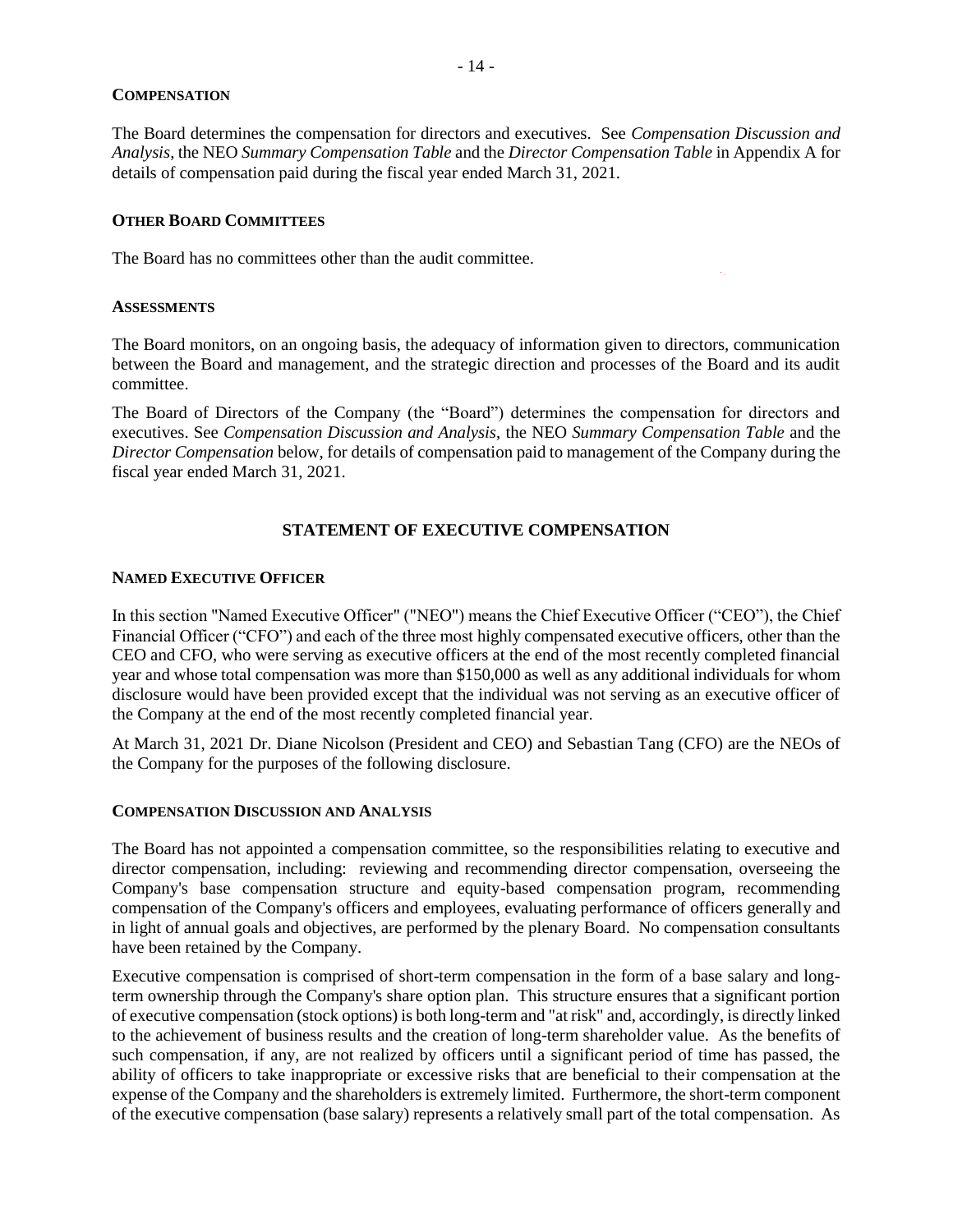#### COMPENSATION

The Board determines the compensation for directors and executives. See *Compensation Discussion and Analysis*, the NEO *Summary Compensation Table* and the *Director Compensation Table* in Appendix A for details of compensation paid during the fiscal year ended March 31, 2021.

#### OTHER BOARD COMMITTEES

The Board has no committees other than the audit committee.

#### ASSESSMENTS

The Board monitors, on an ongoing basis, the adequacy of information given to directors, communication between the Board and management, and the strategic direction and processes of the Board and its audit committee.

The Board of Directors of the Company (the "Board") determines the compensation for directors and executives. See *Compensation Discussion and Analysis*, the NEO *Summary Compensation Table* and the *Director Compensation* below, for details of compensation paid to management of the Company during the fiscal year ended March 31, 2021.

## STATEMENT OF EXECUTIVE COMPENSATION

#### NAMED EXECUTIVE OFFICER

In this section "Named Executive Officer" ("NEO") means the Chief Executive Officer ("CEO"), the Chief Financial Officer ("CFO") and each of the three most highly compensated executive officers, other than the CEO and CFO, who were serving as executive officers at the end of the most recently completed financial year and whose total compensation was more than $150,000 as well as any additional individuals for whom disclosure would have been provided except that the individual was not serving as an executive officer of the Company at the end of the most recently completed financial year.

At March 31, 2021 Dr. Diane Nicolson (President and CEO) and Sebastian Tang (CFO) are the NEOs of the Company for the purposes of the following disclosure.

#### COMPENSATION DISCUSSION AND ANALYSIS

The Board has not appointed a compensation committee, so the responsibilities relating to executive and director compensation, including: reviewing and recommending director compensation, overseeing the Company's base compensation structure and equity-based compensation program, recommending compensation of the Company's officers and employees, evaluating performance of officers generally and in light of annual goals and objectives, are performed by the plenary Board. No compensation consultants have been retained by the Company.

Executive compensation is comprised of short-term compensation in the form of a base salary and long-term ownership through the Company's share option plan. This structure ensures that a significant portion of executive compensation (stock options) is both long-term and "at risk" and, accordingly, is directly linked to the achievement of business results and the creation of long-term shareholder value. As the benefits of such compensation, if any, are not realized by officers until a significant period of time has passed, the ability of officers to take inappropriate or excessive risks that are beneficial to their compensation at the expense of the Company and the shareholders is extremely limited. Furthermore, the short-term component of the executive compensation (base salary) represents a relatively small part of the total compensation. As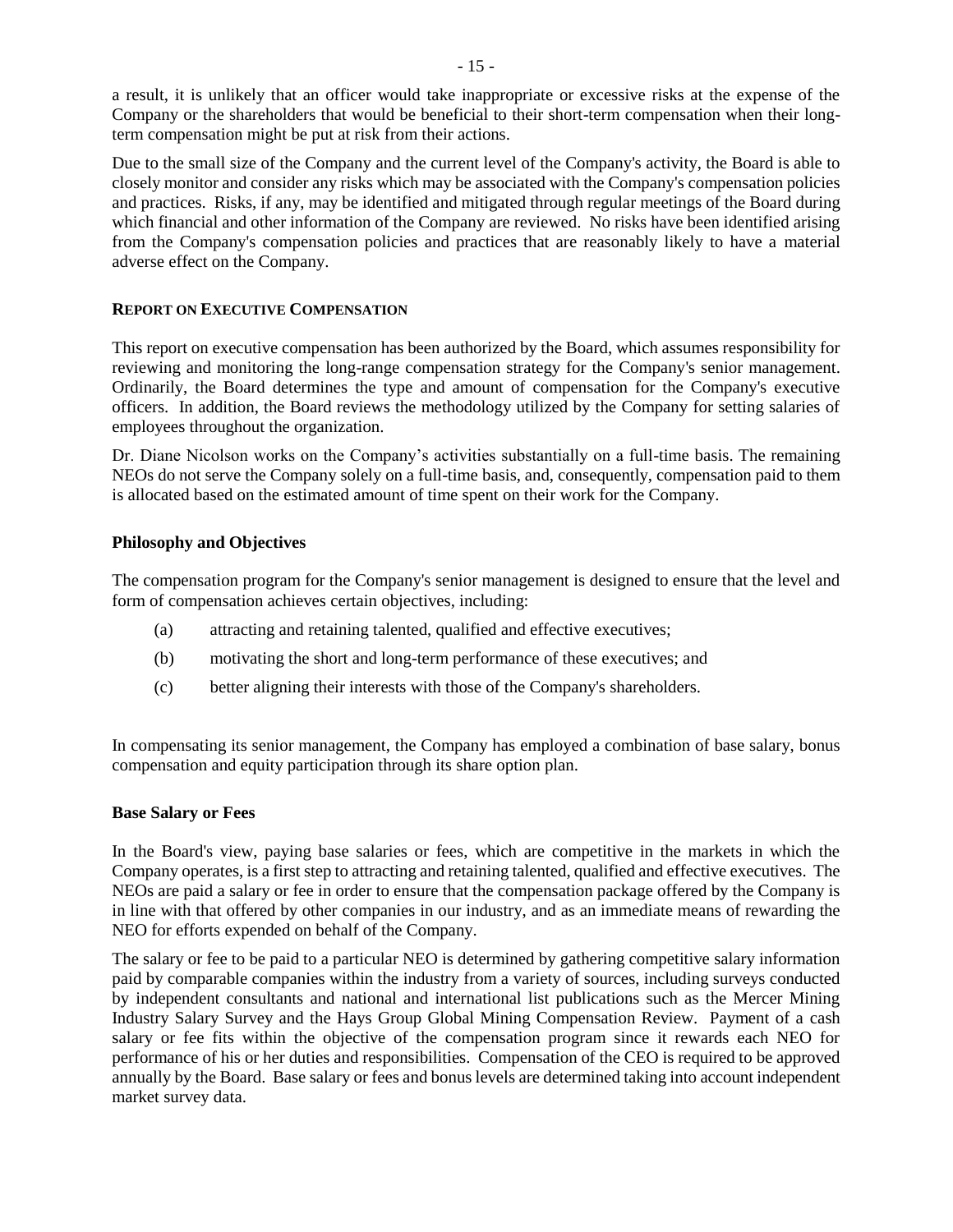a result, it is unlikely that an officer would take inappropriate or excessive risks at the expense of the Company or the shareholders that would be beneficial to their short-term compensation when their long-term compensation might be put at risk from their actions.

Due to the small size of the Company and the current level of the Company's activity, the Board is able to closely monitor and consider any risks which may be associated with the Company's compensation policies and practices. Risks, if any, may be identified and mitigated through regular meetings of the Board during which financial and other information of the Company are reviewed. No risks have been identified arising from the Company's compensation policies and practices that are reasonably likely to have a material adverse effect on the Company.

## REPORT ON EXECUTIVE COMPENSATION

This report on executive compensation has been authorized by the Board, which assumes responsibility for reviewing and monitoring the long-range compensation strategy for the Company's senior management. Ordinarily, the Board determines the type and amount of compensation for the Company's executive officers. In addition, the Board reviews the methodology utilized by the Company for setting salaries of employees throughout the organization.

Dr. Diane Nicolson works on the Company's activities substantially on a full-time basis. The remaining NEOs do not serve the Company solely on a full-time basis, and, consequently, compensation paid to them is allocated based on the estimated amount of time spent on their work for the Company.

### Philosophy and Objectives

The compensation program for the Company's senior management is designed to ensure that the level and form of compensation achieves certain objectives, including:

(a) attracting and retaining talented, qualified and effective executives;

(b) motivating the short and long-term performance of these executives; and

(c) better aligning their interests with those of the Company's shareholders.

In compensating its senior management, the Company has employed a combination of base salary, bonus compensation and equity participation through its share option plan.

### Base Salary or Fees

In the Board's view, paying base salaries or fees, which are competitive in the markets in which the Company operates, is a first step to attracting and retaining talented, qualified and effective executives. The NEOs are paid a salary or fee in order to ensure that the compensation package offered by the Company is in line with that offered by other companies in our industry, and as an immediate means of rewarding the NEO for efforts expended on behalf of the Company.

The salary or fee to be paid to a particular NEO is determined by gathering competitive salary information paid by comparable companies within the industry from a variety of sources, including surveys conducted by independent consultants and national and international list publications such as the Mercer Mining Industry Salary Survey and the Hays Group Global Mining Compensation Review. Payment of a cash salary or fee fits within the objective of the compensation program since it rewards each NEO for performance of his or her duties and responsibilities. Compensation of the CEO is required to be approved annually by the Board. Base salary or fees and bonus levels are determined taking into account independent market survey data.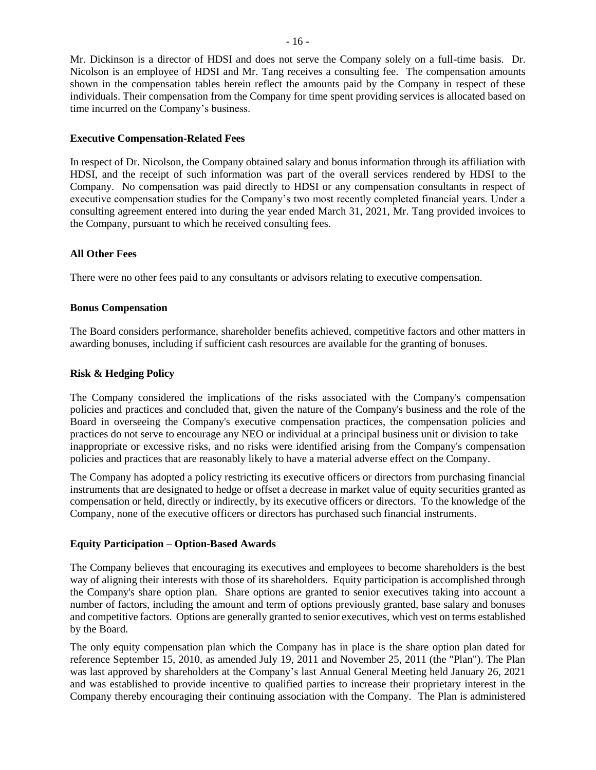Mr. Dickinson is a director of HDSI and does not serve the Company solely on a full-time basis. Dr. Nicolson is an employee of HDSI and Mr. Tang receives a consulting fee. The compensation amounts shown in the compensation tables herein reflect the amounts paid by the Company in respect of these individuals. Their compensation from the Company for time spent providing services is allocated based on time incurred on the Company's business.

**Executive Compensation-Related Fees**

In respect of Dr. Nicolson, the Company obtained salary and bonus information through its affiliation with HDSI, and the receipt of such information was part of the overall services rendered by HDSI to the Company. No compensation was paid directly to HDSI or any compensation consultants in respect of executive compensation studies for the Company's two most recently completed financial years. Under a consulting agreement entered into during the year ended March 31, 2021, Mr. Tang provided invoices to the Company, pursuant to which he received consulting fees.

**All Other Fees**

There were no other fees paid to any consultants or advisors relating to executive compensation.

**Bonus Compensation**

The Board considers performance, shareholder benefits achieved, competitive factors and other matters in awarding bonuses, including if sufficient cash resources are available for the granting of bonuses.

**Risk & Hedging Policy**

The Company considered the implications of the risks associated with the Company's compensation policies and practices and concluded that, given the nature of the Company's business and the role of the Board in overseeing the Company's executive compensation practices, the compensation policies and practices do not serve to encourage any NEO or individual at a principal business unit or division to take inappropriate or excessive risks, and no risks were identified arising from the Company's compensation policies and practices that are reasonably likely to have a material adverse effect on the Company.

The Company has adopted a policy restricting its executive officers or directors from purchasing financial instruments that are designated to hedge or offset a decrease in market value of equity securities granted as compensation or held, directly or indirectly, by its executive officers or directors. To the knowledge of the Company, none of the executive officers or directors has purchased such financial instruments.

**Equity Participation – Option-Based Awards**

The Company believes that encouraging its executives and employees to become shareholders is the best way of aligning their interests with those of its shareholders. Equity participation is accomplished through the Company's share option plan. Share options are granted to senior executives taking into account a number of factors, including the amount and term of options previously granted, base salary and bonuses and competitive factors. Options are generally granted to senior executives, which vest on terms established by the Board.

The only equity compensation plan which the Company has in place is the share option plan dated for reference September 15, 2010, as amended July 19, 2011 and November 25, 2011 (the "Plan"). The Plan was last approved by shareholders at the Company's last Annual General Meeting held January 26, 2021 and was established to provide incentive to qualified parties to increase their proprietary interest in the Company thereby encouraging their continuing association with the Company. The Plan is administered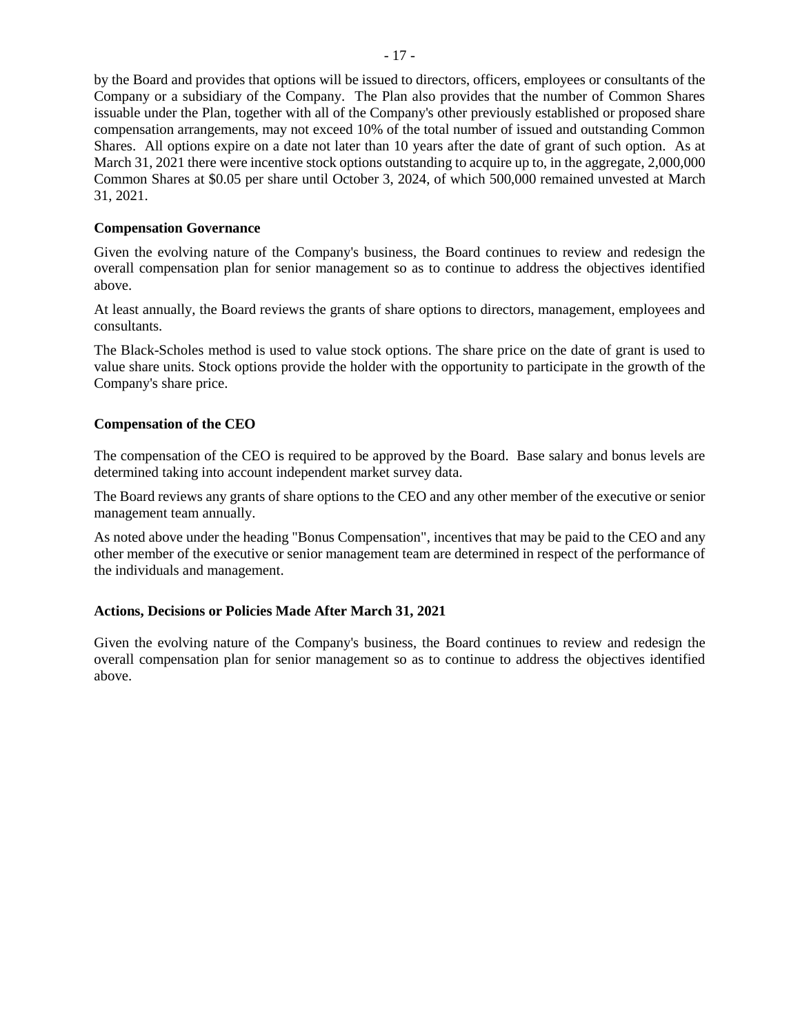by the Board and provides that options will be issued to directors, officers, employees or consultants of the Company or a subsidiary of the Company. The Plan also provides that the number of Common Shares issuable under the Plan, together with all of the Company's other previously established or proposed share compensation arrangements, may not exceed 10% of the total number of issued and outstanding Common Shares. All options expire on a date not later than 10 years after the date of grant of such option. As at March 31, 2021 there were incentive stock options outstanding to acquire up to, in the aggregate, 2,000,000 Common Shares at $0.05 per share until October 3, 2024, of which 500,000 remained unvested at March 31, 2021.

**Compensation Governance**

Given the evolving nature of the Company's business, the Board continues to review and redesign the overall compensation plan for senior management so as to continue to address the objectives identified above.

At least annually, the Board reviews the grants of share options to directors, management, employees and consultants.

The Black-Scholes method is used to value stock options. The share price on the date of grant is used to value share units. Stock options provide the holder with the opportunity to participate in the growth of the Company's share price.

**Compensation of the CEO**

The compensation of the CEO is required to be approved by the Board. Base salary and bonus levels are determined taking into account independent market survey data.

The Board reviews any grants of share options to the CEO and any other member of the executive or senior management team annually.

As noted above under the heading "Bonus Compensation", incentives that may be paid to the CEO and any other member of the executive or senior management team are determined in respect of the performance of the individuals and management.

**Actions, Decisions or Policies Made After March 31, 2021**

Given the evolving nature of the Company's business, the Board continues to review and redesign the overall compensation plan for senior management so as to continue to address the objectives identified above.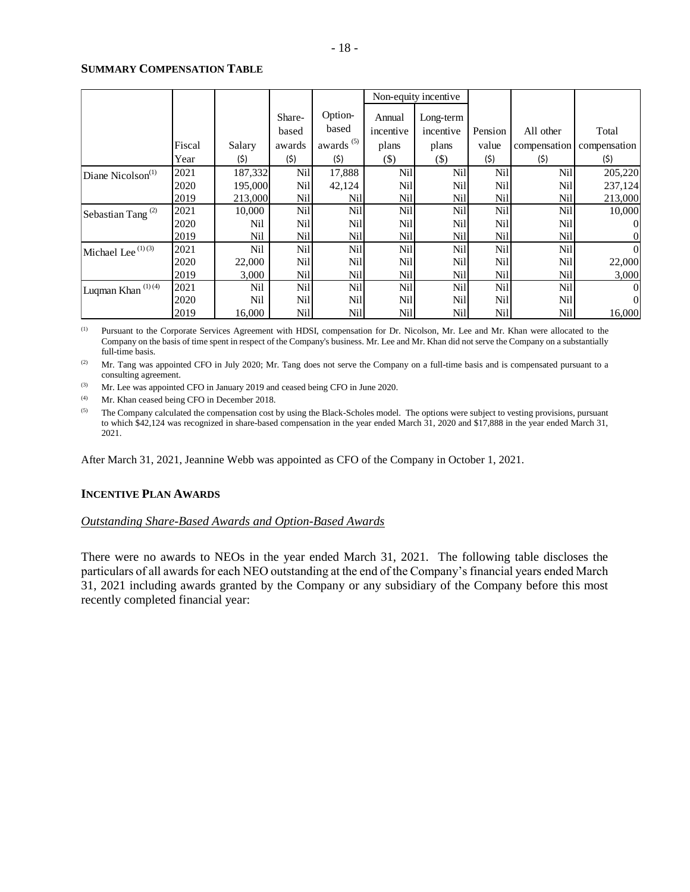**SUMMARY COMPENSATION TABLE**

| | Fiscal Year | Salary ($) | Share-based awards ($) | Option-based awards [5] ($) | Non-equity incentive Annual incentive plans ($) | Non-equity incentive Long-term incentive plans ($) | Pension value ($) | All other compensation ($) | Total compensation ($) |
|---|---|---|---|---|---|---|---|---|---|
| Diane Nicolson[1] | 2021 | 187,332 | Nil | 17,888 | Nil | Nil | Nil | Nil | 205,220 |
| | 2020 | 195,000 | Nil | 42,124 | Nil | Nil | Nil | Nil | 237,124 |
| | 2019 | 213,000 | Nil | Nil | Nil | Nil | Nil | Nil | 213,000 |
| Sebastian Tang [2] | 2021 | 10,000 | Nil | Nil | Nil | Nil | Nil | Nil | 10,000 |
| | 2020 | Nil | Nil | Nil | Nil | Nil | Nil | Nil | 0 |
| | 2019 | Nil | Nil | Nil | Nil | Nil | Nil | Nil | 0 |
| Michael Lee [1][3] | 2021 | Nil | Nil | Nil | Nil | Nil | Nil | Nil | 0 |
| | 2020 | 22,000 | Nil | Nil | Nil | Nil | Nil | Nil | 22,000 |
| | 2019 | 3,000 | Nil | Nil | Nil | Nil | Nil | Nil | 3,000 |
| Luqman Khan [1][4] | 2021 | Nil | Nil | Nil | Nil | Nil | Nil | Nil | 0 |
| | 2020 | Nil | Nil | Nil | Nil | Nil | Nil | Nil | 0 |
| | 2019 | 16,000 | Nil | Nil | Nil | Nil | Nil | Nil | 16,000 |

(1) Pursuant to the Corporate Services Agreement with HDSI, compensation for Dr. Nicolson, Mr. Lee and Mr. Khan were allocated to the Company on the basis of time spent in respect of the Company's business. Mr. Lee and Mr. Khan did not serve the Company on a substantially full-time basis.

(2) Mr. Tang was appointed CFO in July 2020; Mr. Tang does not serve the Company on a full-time basis and is compensated pursuant to a consulting agreement.

(3) Mr. Lee was appointed CFO in January 2019 and ceased being CFO in June 2020.

(4) Mr. Khan ceased being CFO in December 2018.

(5) The Company calculated the compensation cost by using the Black-Scholes model. The options were subject to vesting provisions, pursuant to which $42,124 was recognized in share-based compensation in the year ended March 31, 2020 and $17,888 in the year ended March 31, 2021.

After March 31, 2021, Jeannine Webb was appointed as CFO of the Company in October 1, 2021.

**INCENTIVE PLAN AWARDS**

*Outstanding Share-Based Awards and Option-Based Awards*

There were no awards to NEOs in the year ended March 31, 2021. The following table discloses the particulars of all awards for each NEO outstanding at the end of the Company's financial years ended March 31, 2021 including awards granted by the Company or any subsidiary of the Company before this most recently completed financial year: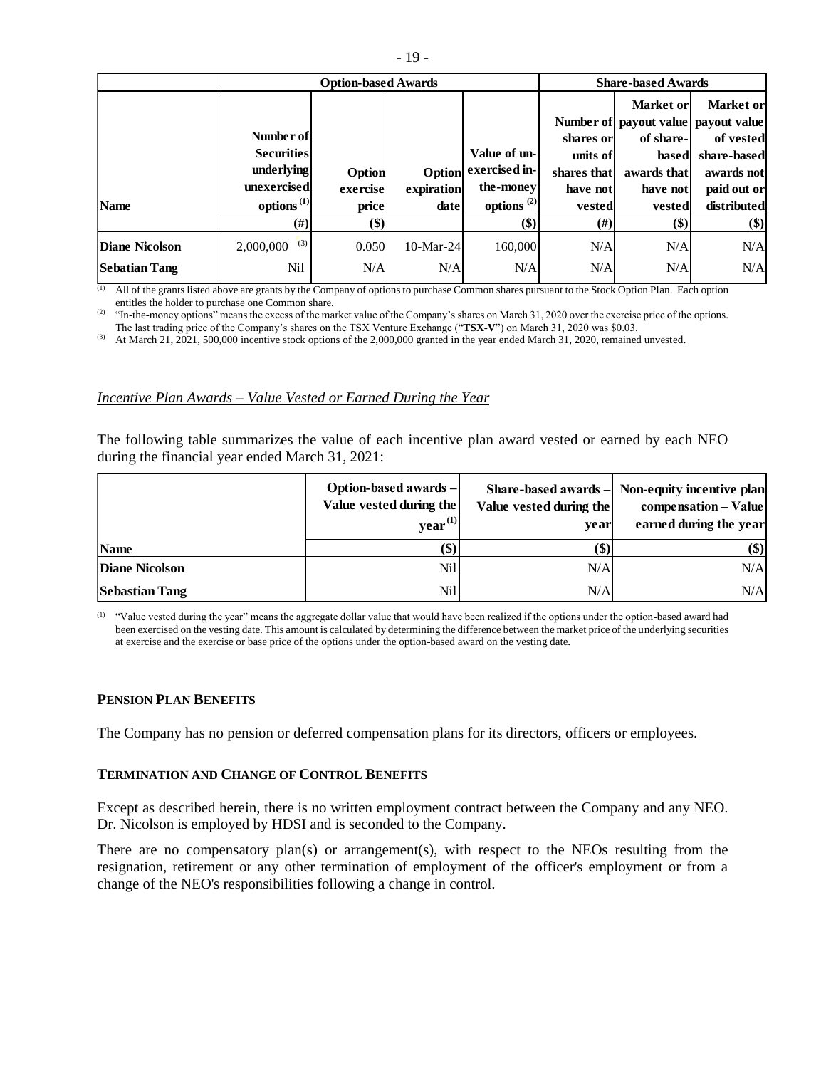| | Option-based Awards | | | | Share-based Awards | | |
|---|---|---|---|---|---|---|---|
| Name | Number of Securities underlying unexercised options [(1)] | Option exercise price | Option expiration date | Value of un-exercised in-the-money options [(2)] | Number of shares or units of shares that have not vested | Market or payout value of share-based awards that have not vested | Market or payout value of vested share-based awards not paid out or distributed |
| | (#) | ($) | | ($) | (#) | ($) | ($) |
| **Diane Nicolson** | 2,000,000 [(3)] | 0.050 | 10-Mar-24 | 160,000 | N/A | N/A | N/A |
| **Sebatian Tang** | Nil | N/A | N/A | N/A | N/A | N/A | N/A |

(1) All of the grants listed above are grants by the Company of options to purchase Common shares pursuant to the Stock Option Plan. Each option entitles the holder to purchase one Common share.

(2) "In-the-money options" means the excess of the market value of the Company's shares on March 31, 2020 over the exercise price of the options. The last trading price of the Company's shares on the TSX Venture Exchange ("**TSX-V**") on March 31, 2020 was $0.03.

(3) At March 21, 2021, 500,000 incentive stock options of the 2,000,000 granted in the year ended March 31, 2020, remained unvested.

*Incentive Plan Awards – Value Vested or Earned During the Year*

The following table summarizes the value of each incentive plan award vested or earned by each NEO during the financial year ended March 31, 2021:

| Name | Option-based awards – Value vested during the year [(1)] ($) | Share-based awards – Value vested during the year ($) | Non-equity incentive plan compensation – Value earned during the year ($) |
|---|---|---|---|
| **Diane Nicolson** | Nil | N/A | N/A |
| **Sebastian Tang** | Nil | N/A | N/A |

(1) "Value vested during the year" means the aggregate dollar value that would have been realized if the options under the option-based award had been exercised on the vesting date. This amount is calculated by determining the difference between the market price of the underlying securities at exercise and the exercise or base price of the options under the option-based award on the vesting date.

### PENSION PLAN BENEFITS

The Company has no pension or deferred compensation plans for its directors, officers or employees.

### TERMINATION AND CHANGE OF CONTROL BENEFITS

Except as described herein, there is no written employment contract between the Company and any NEO. Dr. Nicolson is employed by HDSI and is seconded to the Company.

There are no compensatory plan(s) or arrangement(s), with respect to the NEOs resulting from the resignation, retirement or any other termination of employment of the officer's employment or from a change of the NEO's responsibilities following a change in control.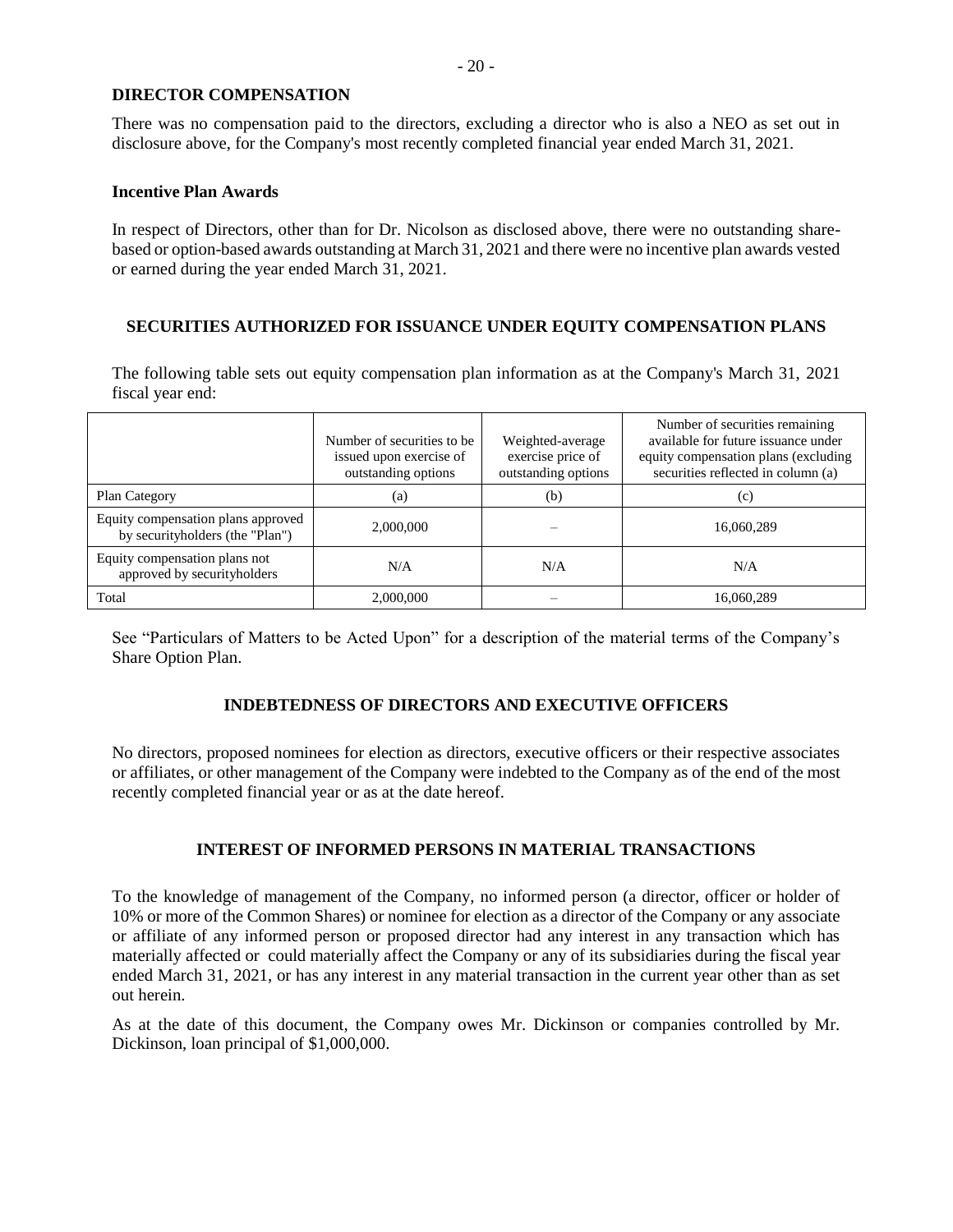## DIRECTOR COMPENSATION

There was no compensation paid to the directors, excluding a director who is also a NEO as set out in disclosure above, for the Company's most recently completed financial year ended March 31, 2021.

### Incentive Plan Awards

In respect of Directors, other than for Dr. Nicolson as disclosed above, there were no outstanding share-based or option-based awards outstanding at March 31, 2021 and there were no incentive plan awards vested or earned during the year ended March 31, 2021.

## SECURITIES AUTHORIZED FOR ISSUANCE UNDER EQUITY COMPENSATION PLANS

The following table sets out equity compensation plan information as at the Company's March 31, 2021 fiscal year end:

| | Number of securities to be issued upon exercise of outstanding options | Weighted-average exercise price of outstanding options | Number of securities remaining available for future issuance under equity compensation plans (excluding securities reflected in column (a) |
|---|---|---|---|
| Plan Category | (a) | (b) | (c) |
| Equity compensation plans approved by securityholders (the "Plan") | 2,000,000 | – | 16,060,289 |
| Equity compensation plans not approved by securityholders | N/A | N/A | N/A |
| Total | 2,000,000 | – | 16,060,289 |

See "Particulars of Matters to be Acted Upon" for a description of the material terms of the Company's Share Option Plan.

## INDEBTEDNESS OF DIRECTORS AND EXECUTIVE OFFICERS

No directors, proposed nominees for election as directors, executive officers or their respective associates or affiliates, or other management of the Company were indebted to the Company as of the end of the most recently completed financial year or as at the date hereof.

## INTEREST OF INFORMED PERSONS IN MATERIAL TRANSACTIONS

To the knowledge of management of the Company, no informed person (a director, officer or holder of 10% or more of the Common Shares) or nominee for election as a director of the Company or any associate or affiliate of any informed person or proposed director had any interest in any transaction which has materially affected or could materially affect the Company or any of its subsidiaries during the fiscal year ended March 31, 2021, or has any interest in any material transaction in the current year other than as set out herein.

As at the date of this document, the Company owes Mr. Dickinson or companies controlled by Mr. Dickinson, loan principal of $1,000,000.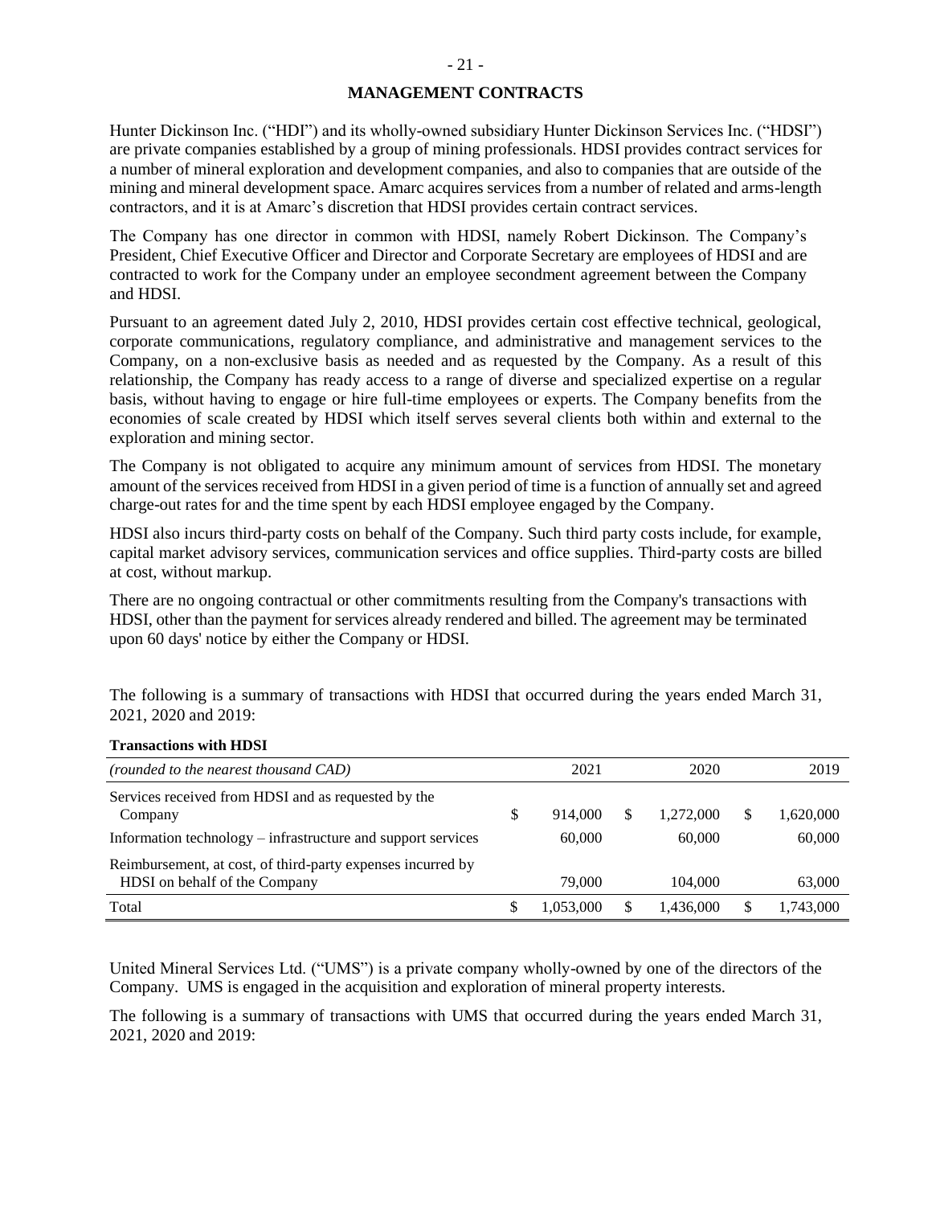## MANAGEMENT CONTRACTS

Hunter Dickinson Inc. ("HDI") and its wholly-owned subsidiary Hunter Dickinson Services Inc. ("HDSI") are private companies established by a group of mining professionals. HDSI provides contract services for a number of mineral exploration and development companies, and also to companies that are outside of the mining and mineral development space. Amarc acquires services from a number of related and arms-length contractors, and it is at Amarc's discretion that HDSI provides certain contract services.

The Company has one director in common with HDSI, namely Robert Dickinson. The Company's President, Chief Executive Officer and Director and Corporate Secretary are employees of HDSI and are contracted to work for the Company under an employee secondment agreement between the Company and HDSI.

Pursuant to an agreement dated July 2, 2010, HDSI provides certain cost effective technical, geological, corporate communications, regulatory compliance, and administrative and management services to the Company, on a non-exclusive basis as needed and as requested by the Company. As a result of this relationship, the Company has ready access to a range of diverse and specialized expertise on a regular basis, without having to engage or hire full-time employees or experts. The Company benefits from the economies of scale created by HDSI which itself serves several clients both within and external to the exploration and mining sector.

The Company is not obligated to acquire any minimum amount of services from HDSI. The monetary amount of the services received from HDSI in a given period of time is a function of annually set and agreed charge-out rates for and the time spent by each HDSI employee engaged by the Company.

HDSI also incurs third-party costs on behalf of the Company. Such third party costs include, for example, capital market advisory services, communication services and office supplies. Third-party costs are billed at cost, without markup.

There are no ongoing contractual or other commitments resulting from the Company's transactions with HDSI, other than the payment for services already rendered and billed. The agreement may be terminated upon 60 days' notice by either the Company or HDSI.

The following is a summary of transactions with HDSI that occurred during the years ended March 31, 2021, 2020 and 2019:

**Transactions with HDSI**

| *(rounded to the nearest thousand CAD)* | 2021 | 2020 | 2019 |
|---|---|---|---|
| Services received from HDSI and as requested by the Company | $ 914,000 | $ 1,272,000 | $ 1,620,000 |
| Information technology – infrastructure and support services | 60,000 | 60,000 | 60,000 |
| Reimbursement, at cost, of third-party expenses incurred by HDSI on behalf of the Company | 79,000 | 104,000 | 63,000 |
| Total | $ 1,053,000 | $ 1,436,000 | $ 1,743,000 |

United Mineral Services Ltd. ("UMS") is a private company wholly-owned by one of the directors of the Company. UMS is engaged in the acquisition and exploration of mineral property interests.

The following is a summary of transactions with UMS that occurred during the years ended March 31, 2021, 2020 and 2019: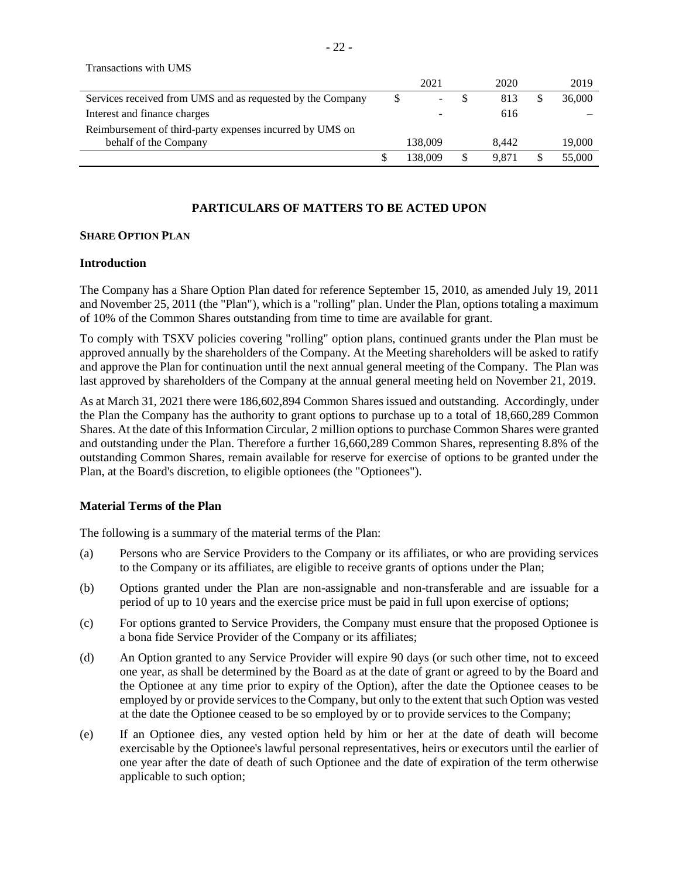Transactions with UMS

| | 2021 | 2020 | 2019 |
|---|---|---|---|
| Services received from UMS and as requested by the Company | $ - | $ 813 | $ 36,000 |
| Interest and finance charges | - | 616 | – |
| Reimbursement of third-party expenses incurred by UMS on behalf of the Company | 138,009 | 8,442 | 19,000 |
| | $ 138,009 | $ 9,871 | $ 55,000 |

## PARTICULARS OF MATTERS TO BE ACTED UPON

### SHARE OPTION PLAN

#### Introduction

The Company has a Share Option Plan dated for reference September 15, 2010, as amended July 19, 2011 and November 25, 2011 (the "Plan"), which is a "rolling" plan. Under the Plan, options totaling a maximum of 10% of the Common Shares outstanding from time to time are available for grant.

To comply with TSXV policies covering "rolling" option plans, continued grants under the Plan must be approved annually by the shareholders of the Company. At the Meeting shareholders will be asked to ratify and approve the Plan for continuation until the next annual general meeting of the Company. The Plan was last approved by shareholders of the Company at the annual general meeting held on November 21, 2019.

As at March 31, 2021 there were 186,602,894 Common Shares issued and outstanding. Accordingly, under the Plan the Company has the authority to grant options to purchase up to a total of 18,660,289 Common Shares. At the date of this Information Circular, 2 million options to purchase Common Shares were granted and outstanding under the Plan. Therefore a further 16,660,289 Common Shares, representing 8.8% of the outstanding Common Shares, remain available for reserve for exercise of options to be granted under the Plan, at the Board's discretion, to eligible optionees (the "Optionees").

#### Material Terms of the Plan

The following is a summary of the material terms of the Plan:

(a) Persons who are Service Providers to the Company or its affiliates, or who are providing services to the Company or its affiliates, are eligible to receive grants of options under the Plan;

(b) Options granted under the Plan are non-assignable and non-transferable and are issuable for a period of up to 10 years and the exercise price must be paid in full upon exercise of options;

(c) For options granted to Service Providers, the Company must ensure that the proposed Optionee is a bona fide Service Provider of the Company or its affiliates;

(d) An Option granted to any Service Provider will expire 90 days (or such other time, not to exceed one year, as shall be determined by the Board as at the date of grant or agreed to by the Board and the Optionee at any time prior to expiry of the Option), after the date the Optionee ceases to be employed by or provide services to the Company, but only to the extent that such Option was vested at the date the Optionee ceased to be so employed by or to provide services to the Company;

(e) If an Optionee dies, any vested option held by him or her at the date of death will become exercisable by the Optionee's lawful personal representatives, heirs or executors until the earlier of one year after the date of death of such Optionee and the date of expiration of the term otherwise applicable to such option;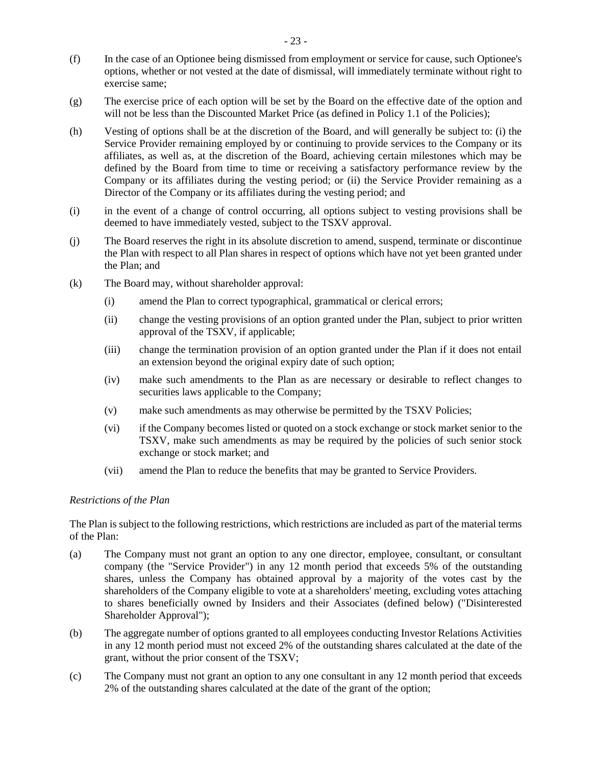(f) In the case of an Optionee being dismissed from employment or service for cause, such Optionee's options, whether or not vested at the date of dismissal, will immediately terminate without right to exercise same;

(g) The exercise price of each option will be set by the Board on the effective date of the option and will not be less than the Discounted Market Price (as defined in Policy 1.1 of the Policies);

(h) Vesting of options shall be at the discretion of the Board, and will generally be subject to: (i) the Service Provider remaining employed by or continuing to provide services to the Company or its affiliates, as well as, at the discretion of the Board, achieving certain milestones which may be defined by the Board from time to time or receiving a satisfactory performance review by the Company or its affiliates during the vesting period; or (ii) the Service Provider remaining as a Director of the Company or its affiliates during the vesting period; and

(i) in the event of a change of control occurring, all options subject to vesting provisions shall be deemed to have immediately vested, subject to the TSXV approval.

(j) The Board reserves the right in its absolute discretion to amend, suspend, terminate or discontinue the Plan with respect to all Plan shares in respect of options which have not yet been granted under the Plan; and

(k) The Board may, without shareholder approval:

    (i) amend the Plan to correct typographical, grammatical or clerical errors;

    (ii) change the vesting provisions of an option granted under the Plan, subject to prior written approval of the TSXV, if applicable;

    (iii) change the termination provision of an option granted under the Plan if it does not entail an extension beyond the original expiry date of such option;

    (iv) make such amendments to the Plan as are necessary or desirable to reflect changes to securities laws applicable to the Company;

    (v) make such amendments as may otherwise be permitted by the TSXV Policies;

    (vi) if the Company becomes listed or quoted on a stock exchange or stock market senior to the TSXV, make such amendments as may be required by the policies of such senior stock exchange or stock market; and

    (vii) amend the Plan to reduce the benefits that may be granted to Service Providers.

*Restrictions of the Plan*

The Plan is subject to the following restrictions, which restrictions are included as part of the material terms of the Plan:

(a) The Company must not grant an option to any one director, employee, consultant, or consultant company (the "Service Provider") in any 12 month period that exceeds 5% of the outstanding shares, unless the Company has obtained approval by a majority of the votes cast by the shareholders of the Company eligible to vote at a shareholders' meeting, excluding votes attaching to shares beneficially owned by Insiders and their Associates (defined below) ("Disinterested Shareholder Approval");

(b) The aggregate number of options granted to all employees conducting Investor Relations Activities in any 12 month period must not exceed 2% of the outstanding shares calculated at the date of the grant, without the prior consent of the TSXV;

(c) The Company must not grant an option to any one consultant in any 12 month period that exceeds 2% of the outstanding shares calculated at the date of the grant of the option;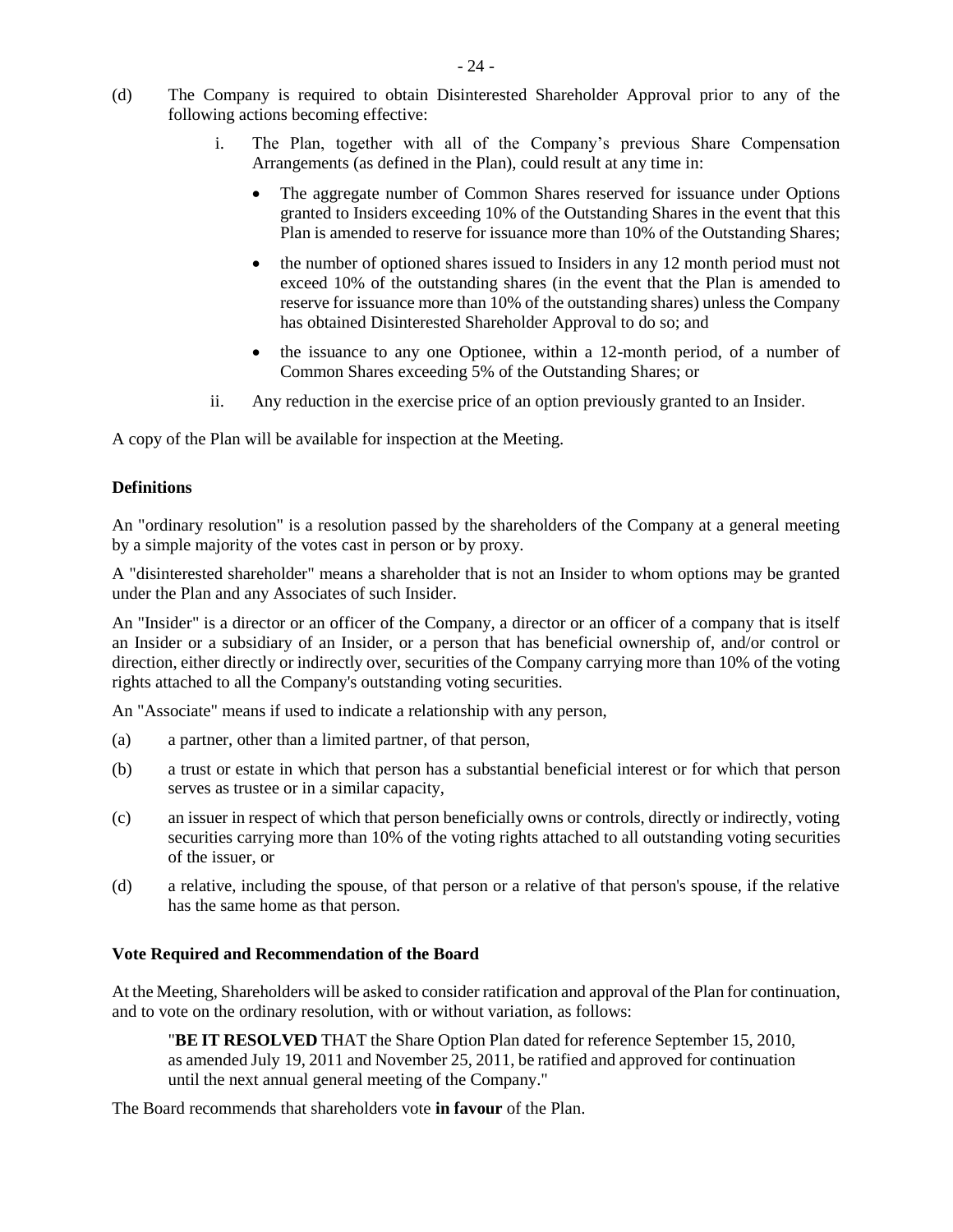(d) The Company is required to obtain Disinterested Shareholder Approval prior to any of the following actions becoming effective:

   i. The Plan, together with all of the Company's previous Share Compensation Arrangements (as defined in the Plan), could result at any time in:

      - The aggregate number of Common Shares reserved for issuance under Options granted to Insiders exceeding 10% of the Outstanding Shares in the event that this Plan is amended to reserve for issuance more than 10% of the Outstanding Shares;
      - the number of optioned shares issued to Insiders in any 12 month period must not exceed 10% of the outstanding shares (in the event that the Plan is amended to reserve for issuance more than 10% of the outstanding shares) unless the Company has obtained Disinterested Shareholder Approval to do so; and
      - the issuance to any one Optionee, within a 12-month period, of a number of Common Shares exceeding 5% of the Outstanding Shares; or

   ii. Any reduction in the exercise price of an option previously granted to an Insider.

A copy of the Plan will be available for inspection at the Meeting.

### Definitions

An "ordinary resolution" is a resolution passed by the shareholders of the Company at a general meeting by a simple majority of the votes cast in person or by proxy.

A "disinterested shareholder" means a shareholder that is not an Insider to whom options may be granted under the Plan and any Associates of such Insider.

An "Insider" is a director or an officer of the Company, a director or an officer of a company that is itself an Insider or a subsidiary of an Insider, or a person that has beneficial ownership of, and/or control or direction, either directly or indirectly over, securities of the Company carrying more than 10% of the voting rights attached to all the Company's outstanding voting securities.

An "Associate" means if used to indicate a relationship with any person,

(a) a partner, other than a limited partner, of that person,

(b) a trust or estate in which that person has a substantial beneficial interest or for which that person serves as trustee or in a similar capacity,

(c) an issuer in respect of which that person beneficially owns or controls, directly or indirectly, voting securities carrying more than 10% of the voting rights attached to all outstanding voting securities of the issuer, or

(d) a relative, including the spouse, of that person or a relative of that person's spouse, if the relative has the same home as that person.

### Vote Required and Recommendation of the Board

At the Meeting, Shareholders will be asked to consider ratification and approval of the Plan for continuation, and to vote on the ordinary resolution, with or without variation, as follows:

> "**BE IT RESOLVED** THAT the Share Option Plan dated for reference September 15, 2010, as amended July 19, 2011 and November 25, 2011, be ratified and approved for continuation until the next annual general meeting of the Company."

The Board recommends that shareholders vote **in favour** of the Plan.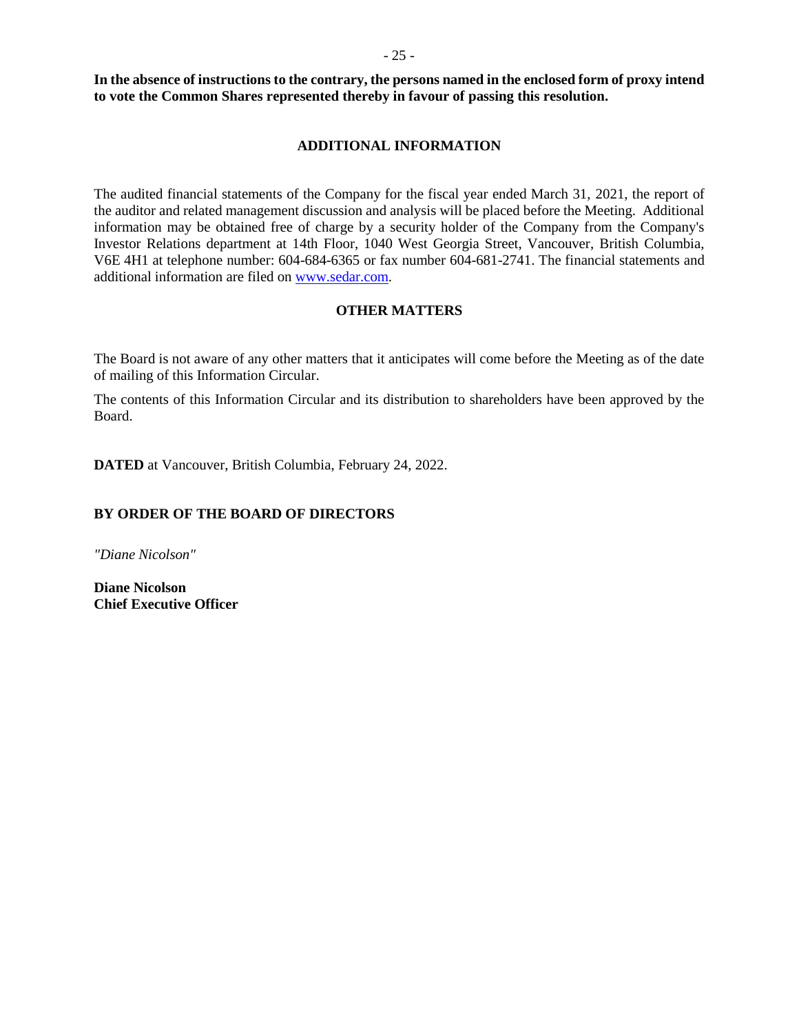**In the absence of instructions to the contrary, the persons named in the enclosed form of proxy intend to vote the Common Shares represented thereby in favour of passing this resolution.**

## ADDITIONAL INFORMATION

The audited financial statements of the Company for the fiscal year ended March 31, 2021, the report of the auditor and related management discussion and analysis will be placed before the Meeting. Additional information may be obtained free of charge by a security holder of the Company from the Company's Investor Relations department at 14th Floor, 1040 West Georgia Street, Vancouver, British Columbia, V6E 4H1 at telephone number: 604-684-6365 or fax number 604-681-2741. The financial statements and additional information are filed on www.sedar.com.

## OTHER MATTERS

The Board is not aware of any other matters that it anticipates will come before the Meeting as of the date of mailing of this Information Circular.

The contents of this Information Circular and its distribution to shareholders have been approved by the Board.

**DATED** at Vancouver, British Columbia, February 24, 2022.

**BY ORDER OF THE BOARD OF DIRECTORS**

*"Diane Nicolson"*

**Diane Nicolson**
**Chief Executive Officer**